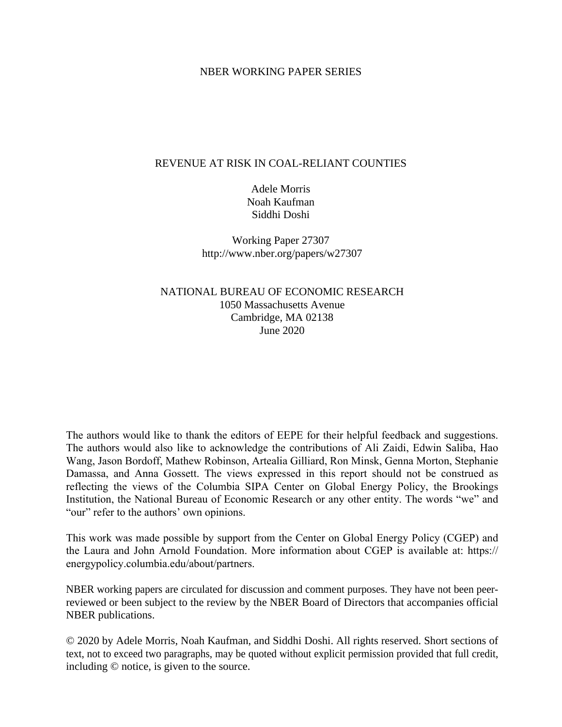NBER WORKING PAPER SERIES

# REVENUE AT RISK IN COAL-RELIANT COUNTIES

Adele Morris
Noah Kaufman
Siddhi Doshi

Working Paper 27307
http://www.nber.org/papers/w27307

NATIONAL BUREAU OF ECONOMIC RESEARCH
1050 Massachusetts Avenue
Cambridge, MA 02138
June 2020

The authors would like to thank the editors of EEPE for their helpful feedback and suggestions. The authors would also like to acknowledge the contributions of Ali Zaidi, Edwin Saliba, Hao Wang, Jason Bordoff, Mathew Robinson, Artealia Gilliard, Ron Minsk, Genna Morton, Stephanie Damassa, and Anna Gossett. The views expressed in this report should not be construed as reflecting the views of the Columbia SIPA Center on Global Energy Policy, the Brookings Institution, the National Bureau of Economic Research or any other entity. The words "we" and "our" refer to the authors' own opinions.

This work was made possible by support from the Center on Global Energy Policy (CGEP) and the Laura and John Arnold Foundation. More information about CGEP is available at: https:// energypolicy.columbia.edu/about/partners.

NBER working papers are circulated for discussion and comment purposes. They have not been peer-reviewed or been subject to the review by the NBER Board of Directors that accompanies official NBER publications.

© 2020 by Adele Morris, Noah Kaufman, and Siddhi Doshi. All rights reserved. Short sections of text, not to exceed two paragraphs, may be quoted without explicit permission provided that full credit, including © notice, is given to the source.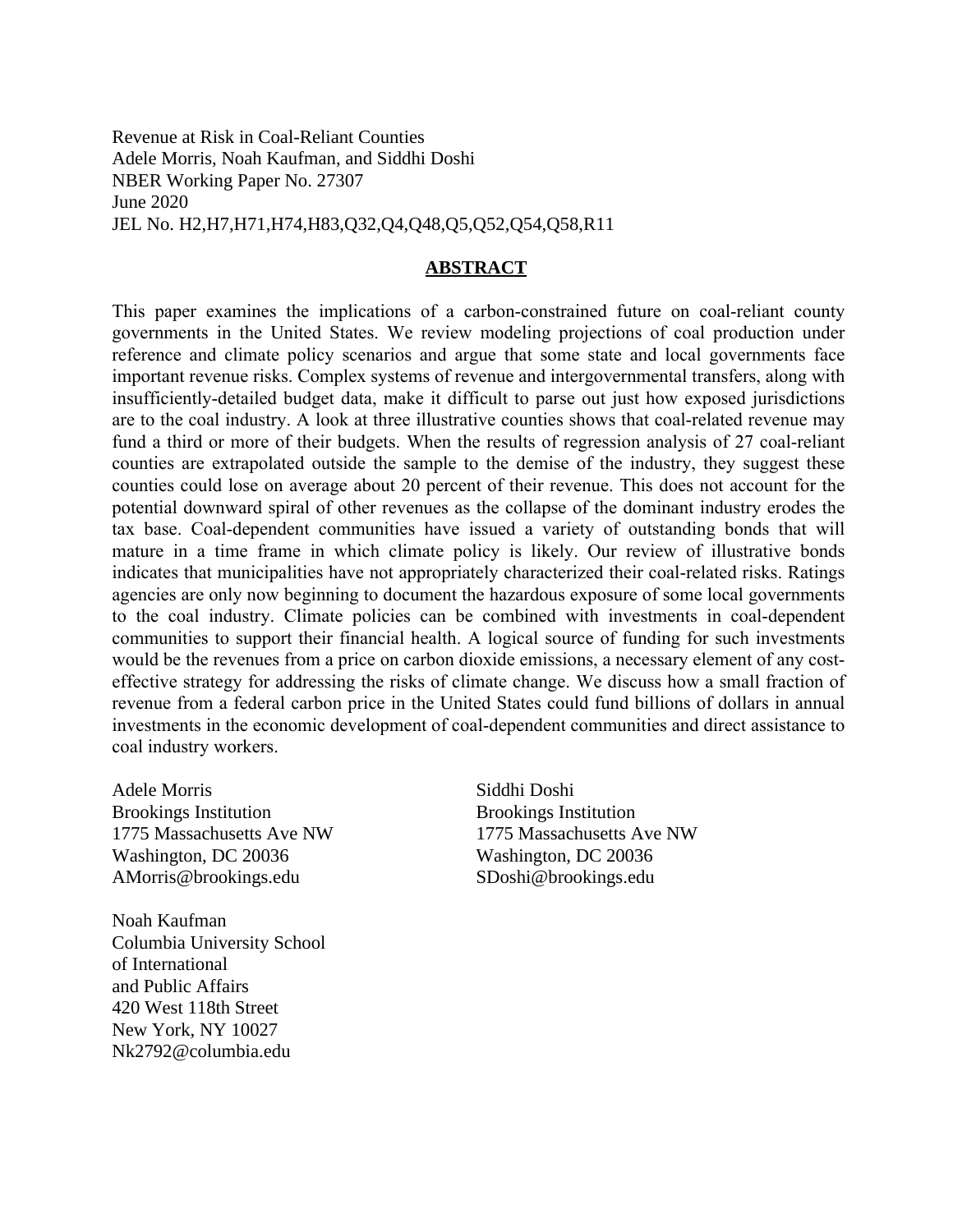Revenue at Risk in Coal-Reliant Counties
Adele Morris, Noah Kaufman, and Siddhi Doshi
NBER Working Paper No. 27307
June 2020
JEL No. H2,H7,H71,H74,H83,Q32,Q4,Q48,Q5,Q52,Q54,Q58,R11

## ABSTRACT

This paper examines the implications of a carbon-constrained future on coal-reliant county governments in the United States. We review modeling projections of coal production under reference and climate policy scenarios and argue that some state and local governments face important revenue risks. Complex systems of revenue and intergovernmental transfers, along with insufficiently-detailed budget data, make it difficult to parse out just how exposed jurisdictions are to the coal industry. A look at three illustrative counties shows that coal-related revenue may fund a third or more of their budgets. When the results of regression analysis of 27 coal-reliant counties are extrapolated outside the sample to the demise of the industry, they suggest these counties could lose on average about 20 percent of their revenue. This does not account for the potential downward spiral of other revenues as the collapse of the dominant industry erodes the tax base. Coal-dependent communities have issued a variety of outstanding bonds that will mature in a time frame in which climate policy is likely. Our review of illustrative bonds indicates that municipalities have not appropriately characterized their coal-related risks. Ratings agencies are only now beginning to document the hazardous exposure of some local governments to the coal industry. Climate policies can be combined with investments in coal-dependent communities to support their financial health. A logical source of funding for such investments would be the revenues from a price on carbon dioxide emissions, a necessary element of any cost-effective strategy for addressing the risks of climate change. We discuss how a small fraction of revenue from a federal carbon price in the United States could fund billions of dollars in annual investments in the economic development of coal-dependent communities and direct assistance to coal industry workers.

Adele Morris
Brookings Institution
1775 Massachusetts Ave NW
Washington, DC 20036
AMorris@brookings.edu

Noah Kaufman
Columbia University School
of International
and Public Affairs
420 West 118th Street
New York, NY 10027
Nk2792@columbia.edu

Siddhi Doshi
Brookings Institution
1775 Massachusetts Ave NW
Washington, DC 20036
SDoshi@brookings.edu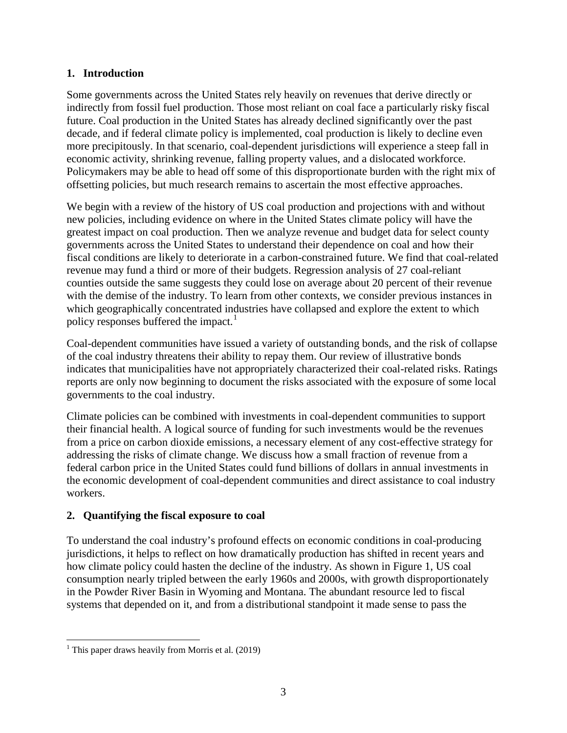## 1. Introduction

Some governments across the United States rely heavily on revenues that derive directly or indirectly from fossil fuel production. Those most reliant on coal face a particularly risky fiscal future. Coal production in the United States has already declined significantly over the past decade, and if federal climate policy is implemented, coal production is likely to decline even more precipitously. In that scenario, coal-dependent jurisdictions will experience a steep fall in economic activity, shrinking revenue, falling property values, and a dislocated workforce. Policymakers may be able to head off some of this disproportionate burden with the right mix of offsetting policies, but much research remains to ascertain the most effective approaches.

We begin with a review of the history of US coal production and projections with and without new policies, including evidence on where in the United States climate policy will have the greatest impact on coal production. Then we analyze revenue and budget data for select county governments across the United States to understand their dependence on coal and how their fiscal conditions are likely to deteriorate in a carbon-constrained future. We find that coal-related revenue may fund a third or more of their budgets. Regression analysis of 27 coal-reliant counties outside the same suggests they could lose on average about 20 percent of their revenue with the demise of the industry. To learn from other contexts, we consider previous instances in which geographically concentrated industries have collapsed and explore the extent to which policy responses buffered the impact.[1]

Coal-dependent communities have issued a variety of outstanding bonds, and the risk of collapse of the coal industry threatens their ability to repay them. Our review of illustrative bonds indicates that municipalities have not appropriately characterized their coal-related risks. Ratings reports are only now beginning to document the risks associated with the exposure of some local governments to the coal industry.

Climate policies can be combined with investments in coal-dependent communities to support their financial health. A logical source of funding for such investments would be the revenues from a price on carbon dioxide emissions, a necessary element of any cost-effective strategy for addressing the risks of climate change. We discuss how a small fraction of revenue from a federal carbon price in the United States could fund billions of dollars in annual investments in the economic development of coal-dependent communities and direct assistance to coal industry workers.

## 2. Quantifying the fiscal exposure to coal

To understand the coal industry's profound effects on economic conditions in coal-producing jurisdictions, it helps to reflect on how dramatically production has shifted in recent years and how climate policy could hasten the decline of the industry. As shown in Figure 1, US coal consumption nearly tripled between the early 1960s and 2000s, with growth disproportionately in the Powder River Basin in Wyoming and Montana. The abundant resource led to fiscal systems that depended on it, and from a distributional standpoint it made sense to pass the

[1] This paper draws heavily from Morris et al. (2019)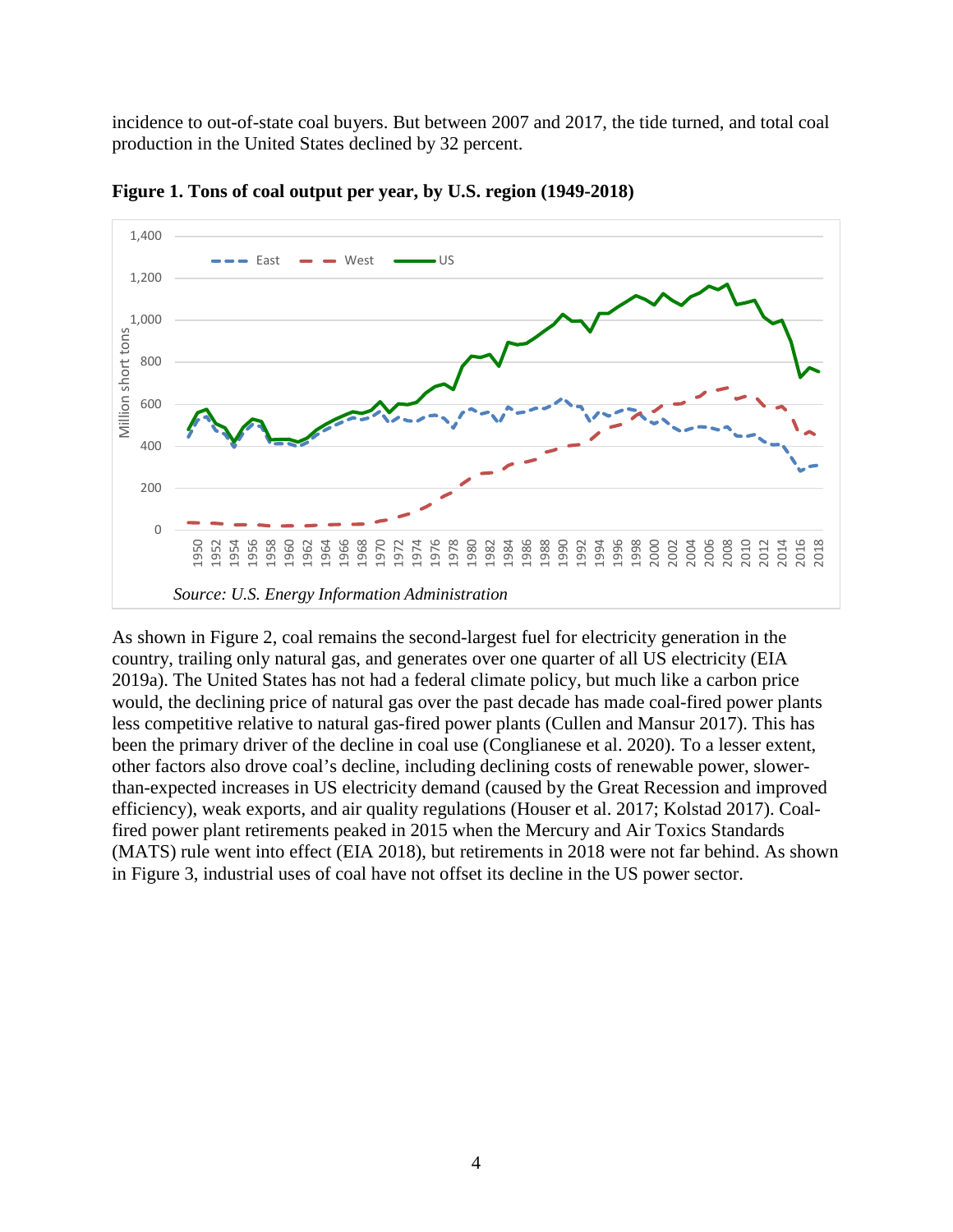incidence to out-of-state coal buyers. But between 2007 and 2017, the tide turned, and total coal production in the United States declined by 32 percent.

**Figure 1. Tons of coal output per year, by U.S. region (1949-2018)**

*Source: U.S. Energy Information Administration*

As shown in Figure 2, coal remains the second-largest fuel for electricity generation in the country, trailing only natural gas, and generates over one quarter of all US electricity (EIA 2019a). The United States has not had a federal climate policy, but much like a carbon price would, the declining price of natural gas over the past decade has made coal-fired power plants less competitive relative to natural gas-fired power plants (Cullen and Mansur 2017). This has been the primary driver of the decline in coal use (Coglianese et al. 2020). To a lesser extent, other factors also drove coal's decline, including declining costs of renewable power, slower-than-expected increases in US electricity demand (caused by the Great Recession and improved efficiency), weak exports, and air quality regulations (Houser et al. 2017; Kolstad 2017). Coal-fired power plant retirements peaked in 2015 when the Mercury and Air Toxics Standards (MATS) rule went into effect (EIA 2018), but retirements in 2018 were not far behind. As shown in Figure 3, industrial uses of coal have not offset its decline in the US power sector.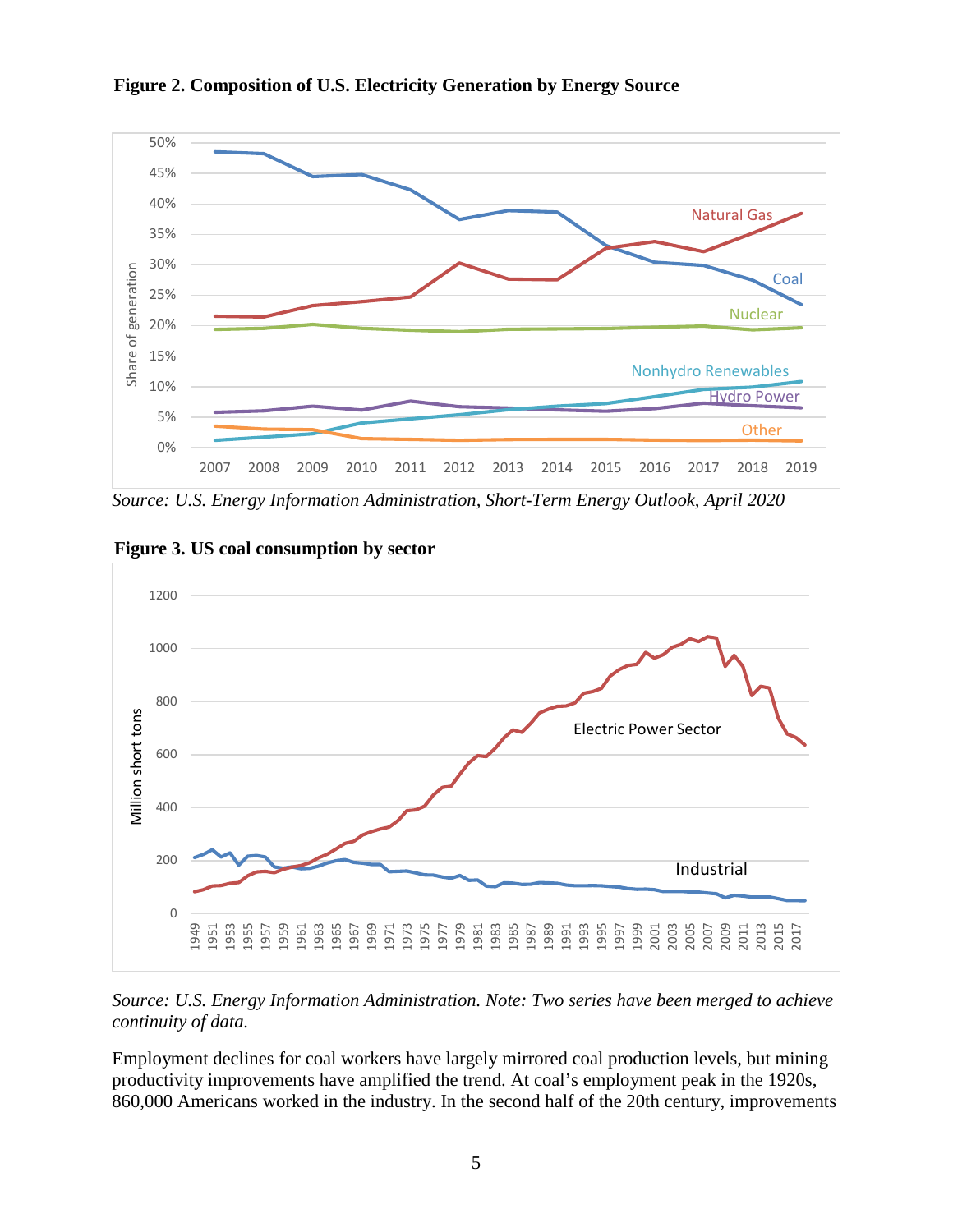**Figure 2. Composition of U.S. Electricity Generation by Energy Source**

*Source: U.S. Energy Information Administration, Short-Term Energy Outlook, April 2020*

**Figure 3. US coal consumption by sector**

*Source: U.S. Energy Information Administration. Note: Two series have been merged to achieve continuity of data.*

Employment declines for coal workers have largely mirrored coal production levels, but mining productivity improvements have amplified the trend. At coal's employment peak in the 1920s, 860,000 Americans worked in the industry. In the second half of the 20th century, improvements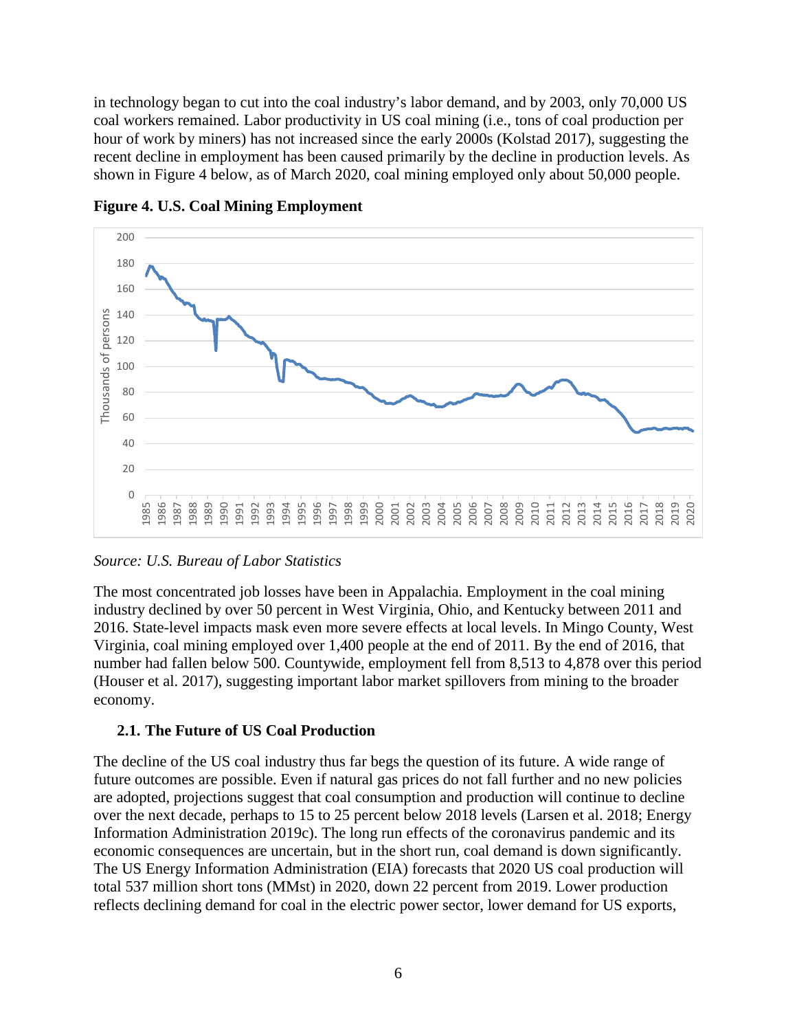in technology began to cut into the coal industry's labor demand, and by 2003, only 70,000 US coal workers remained. Labor productivity in US coal mining (i.e., tons of coal production per hour of work by miners) has not increased since the early 2000s (Kolstad 2017), suggesting the recent decline in employment has been caused primarily by the decline in production levels. As shown in Figure 4 below, as of March 2020, coal mining employed only about 50,000 people.

**Figure 4. U.S. Coal Mining Employment**

*Source: U.S. Bureau of Labor Statistics*

The most concentrated job losses have been in Appalachia. Employment in the coal mining industry declined by over 50 percent in West Virginia, Ohio, and Kentucky between 2011 and 2016. State-level impacts mask even more severe effects at local levels. In Mingo County, West Virginia, coal mining employed over 1,400 people at the end of 2011. By the end of 2016, that number had fallen below 500. Countywide, employment fell from 8,513 to 4,878 over this period (Houser et al. 2017), suggesting important labor market spillovers from mining to the broader economy.

### 2.1. The Future of US Coal Production

The decline of the US coal industry thus far begs the question of its future. A wide range of future outcomes are possible. Even if natural gas prices do not fall further and no new policies are adopted, projections suggest that coal consumption and production will continue to decline over the next decade, perhaps to 15 to 25 percent below 2018 levels (Larsen et al. 2018; Energy Information Administration 2019c). The long run effects of the coronavirus pandemic and its economic consequences are uncertain, but in the short run, coal demand is down significantly. The US Energy Information Administration (EIA) forecasts that 2020 US coal production will total 537 million short tons (MMst) in 2020, down 22 percent from 2019. Lower production reflects declining demand for coal in the electric power sector, lower demand for US exports,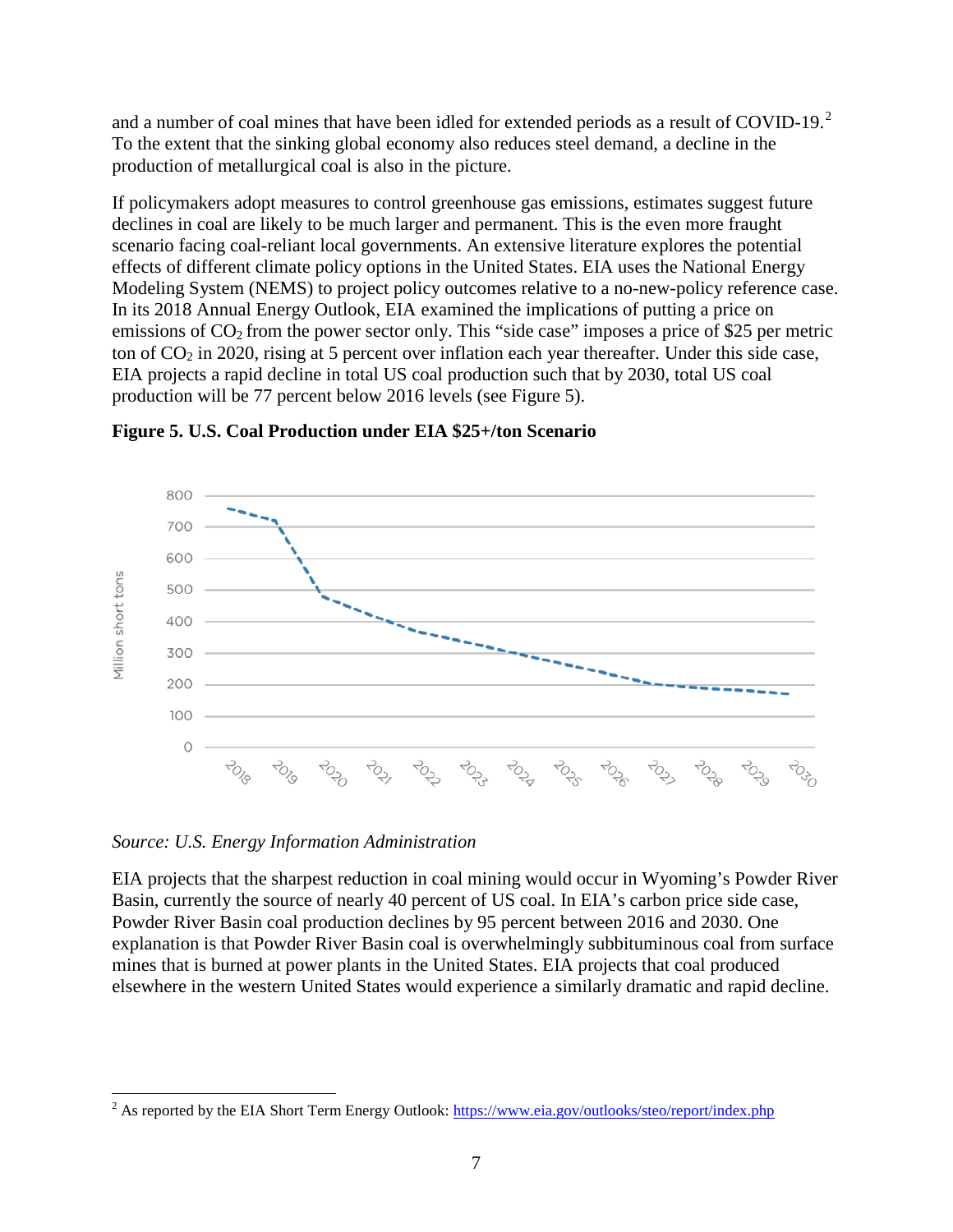and a number of coal mines that have been idled for extended periods as a result of COVID-19.[2] To the extent that the sinking global economy also reduces steel demand, a decline in the production of metallurgical coal is also in the picture.

If policymakers adopt measures to control greenhouse gas emissions, estimates suggest future declines in coal are likely to be much larger and permanent. This is the even more fraught scenario facing coal-reliant local governments. An extensive literature explores the potential effects of different climate policy options in the United States. EIA uses the National Energy Modeling System (NEMS) to project policy outcomes relative to a no-new-policy reference case. In its 2018 Annual Energy Outlook, EIA examined the implications of putting a price on emissions of $CO_2$ from the power sector only. This "side case" imposes a price of $25 per metric ton of $CO_2$ in 2020, rising at 5 percent over inflation each year thereafter. Under this side case, EIA projects a rapid decline in total US coal production such that by 2030, total US coal production will be 77 percent below 2016 levels (see Figure 5).

**Figure 5. U.S. Coal Production under EIA $25+/ton Scenario**

*Source: U.S. Energy Information Administration*

EIA projects that the sharpest reduction in coal mining would occur in Wyoming's Powder River Basin, currently the source of nearly 40 percent of US coal. In EIA's carbon price side case, Powder River Basin coal production declines by 95 percent between 2016 and 2030. One explanation is that Powder River Basin coal is overwhelmingly subbituminous coal from surface mines that is burned at power plants in the United States. EIA projects that coal produced elsewhere in the western United States would experience a similarly dramatic and rapid decline.

---

[2] As reported by the EIA Short Term Energy Outlook: https://www.eia.gov/outlooks/steo/report/index.php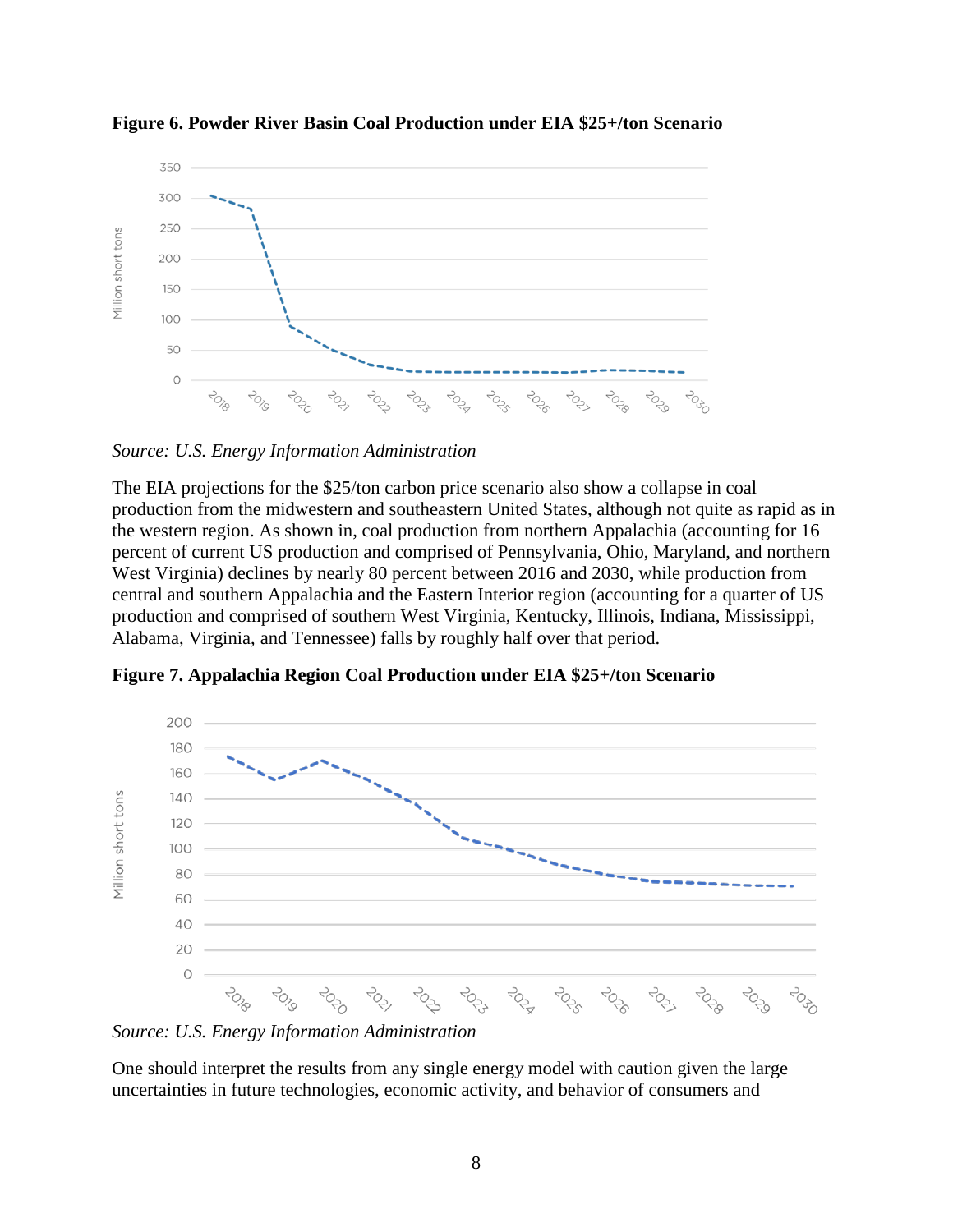**Figure 6. Powder River Basin Coal Production under EIA $25+/ton Scenario**

*Source: U.S. Energy Information Administration*

The EIA projections for the $25/ton carbon price scenario also show a collapse in coal production from the midwestern and southeastern United States, although not quite as rapid as in the western region. As shown in, coal production from northern Appalachia (accounting for 16 percent of current US production and comprised of Pennsylvania, Ohio, Maryland, and northern West Virginia) declines by nearly 80 percent between 2016 and 2030, while production from central and southern Appalachia and the Eastern Interior region (accounting for a quarter of US production and comprised of southern West Virginia, Kentucky, Illinois, Indiana, Mississippi, Alabama, Virginia, and Tennessee) falls by roughly half over that period.

**Figure 7. Appalachia Region Coal Production under EIA $25+/ton Scenario**

*Source: U.S. Energy Information Administration*

One should interpret the results from any single energy model with caution given the large uncertainties in future technologies, economic activity, and behavior of consumers and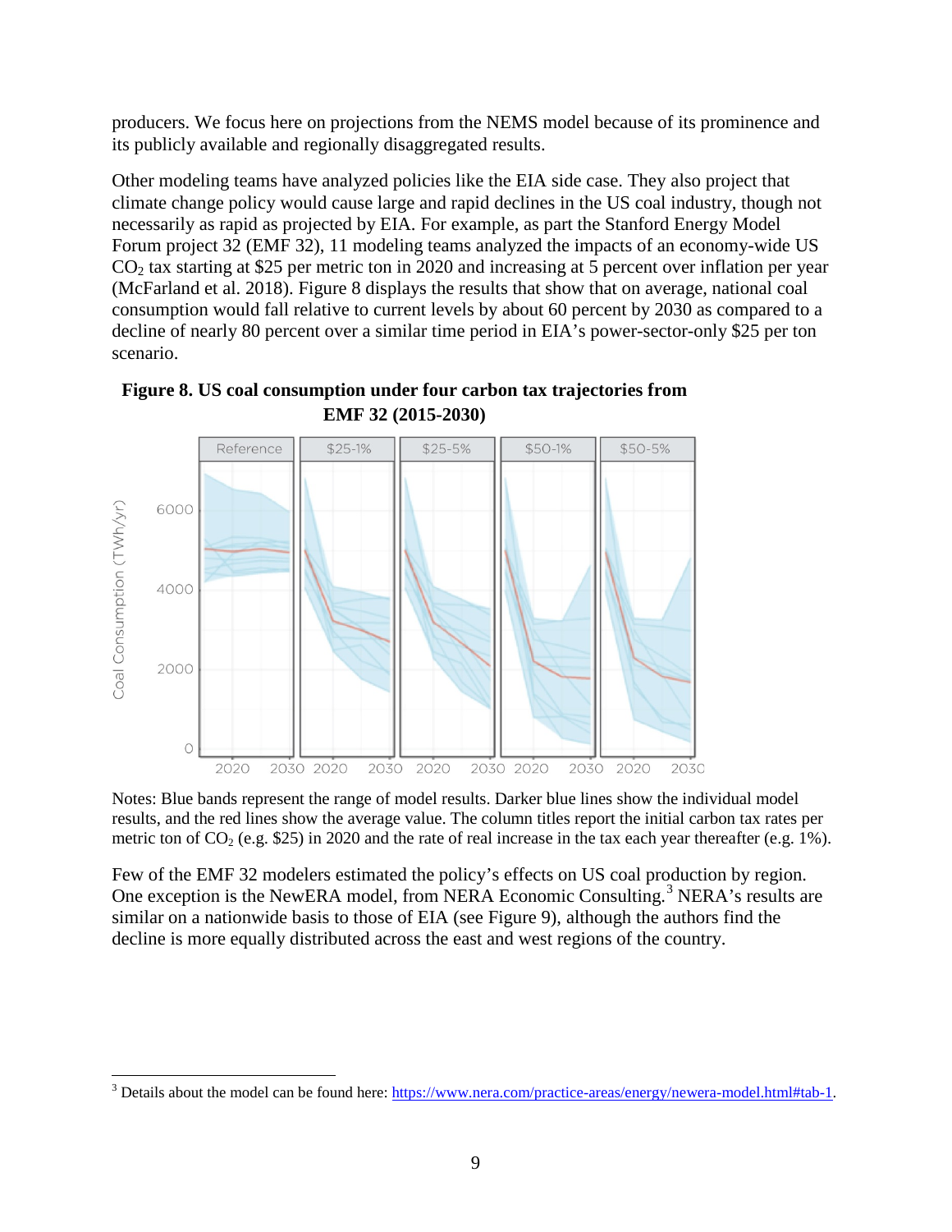producers. We focus here on projections from the NEMS model because of its prominence and its publicly available and regionally disaggregated results.

Other modeling teams have analyzed policies like the EIA side case. They also project that climate change policy would cause large and rapid declines in the US coal industry, though not necessarily as rapid as projected by EIA. For example, as part the Stanford Energy Model Forum project 32 (EMF 32), 11 modeling teams analyzed the impacts of an economy-wide US $CO_2$ tax starting at $25 per metric ton in 2020 and increasing at 5 percent over inflation per year (McFarland et al. 2018). Figure 8 displays the results that show that on average, national coal consumption would fall relative to current levels by about 60 percent by 2030 as compared to a decline of nearly 80 percent over a similar time period in EIA's power-sector-only $25 per ton scenario.

**Figure 8. US coal consumption under four carbon tax trajectories from EMF 32 (2015-2030)**

Notes: Blue bands represent the range of model results. Darker blue lines show the individual model results, and the red lines show the average value. The column titles report the initial carbon tax rates per metric ton of $CO_2$ (e.g. $25) in 2020 and the rate of real increase in the tax each year thereafter (e.g. 1%).

Few of the EMF 32 modelers estimated the policy's effects on US coal production by region. One exception is the NewERA model, from NERA Economic Consulting.[3] NERA's results are similar on a nationwide basis to those of EIA (see Figure 9), although the authors find the decline is more equally distributed across the east and west regions of the country.

---

[3] Details about the model can be found here: https://www.nera.com/practice-areas/energy/newera-model.html#tab-1.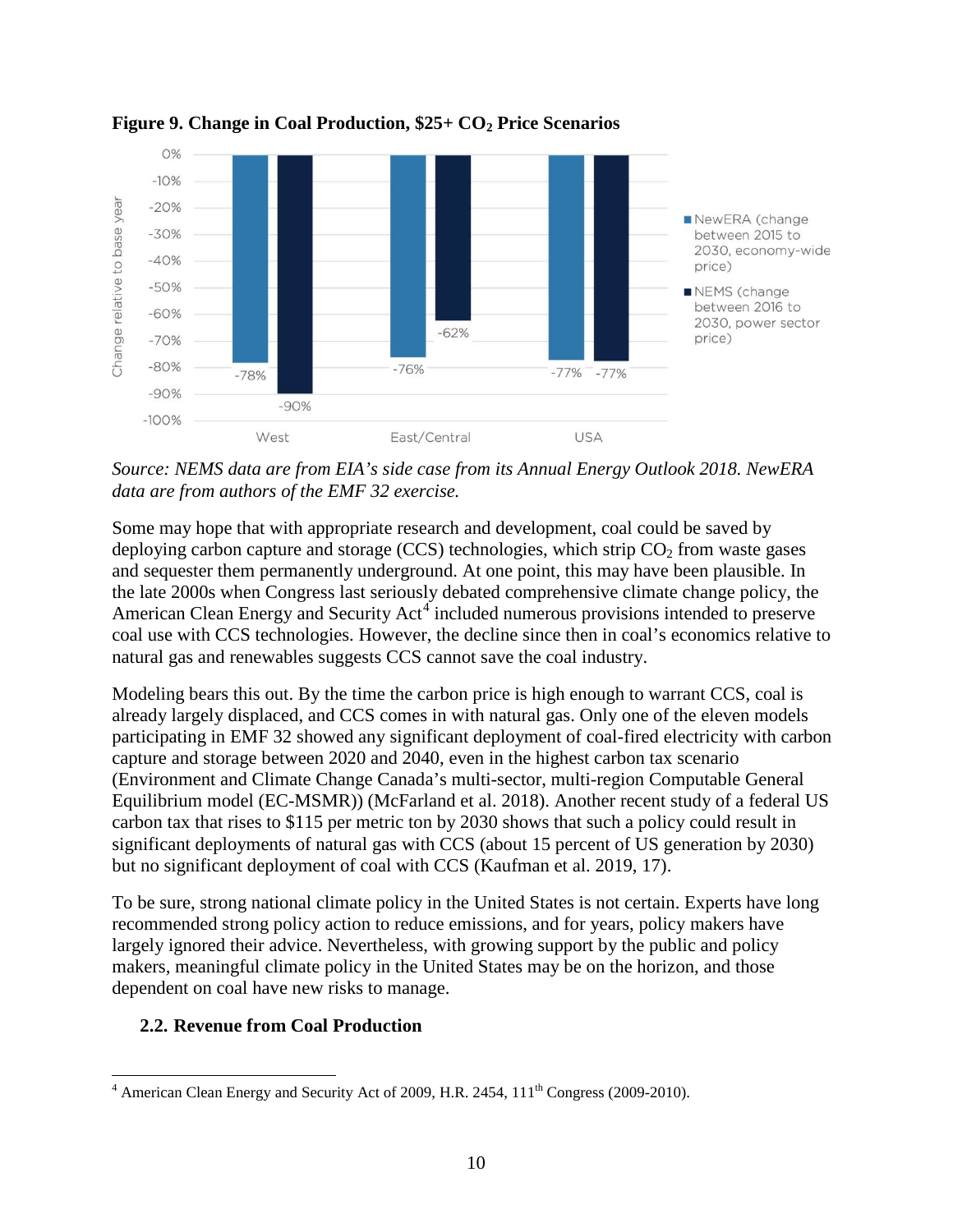**Figure 9. Change in Coal Production, \$25+ $CO_2$ Price Scenarios**

| | NewERA (change between 2015 to 2030, economy-wide price) | NEMS (change between 2016 to 2030, power sector price) |
|---|---|---|
| West | -78% | -90% |
| East/Central | -76% | -62% |
| USA | -77% | -77% |

*Source: NEMS data are from EIA's side case from its Annual Energy Outlook 2018. NewERA data are from authors of the EMF 32 exercise.*

Some may hope that with appropriate research and development, coal could be saved by deploying carbon capture and storage (CCS) technologies, which strip $CO_2$ from waste gases and sequester them permanently underground. At one point, this may have been plausible. In the late 2000s when Congress last seriously debated comprehensive climate change policy, the American Clean Energy and Security Act[4] included numerous provisions intended to preserve coal use with CCS technologies. However, the decline since then in coal's economics relative to natural gas and renewables suggests CCS cannot save the coal industry.

Modeling bears this out. By the time the carbon price is high enough to warrant CCS, coal is already largely displaced, and CCS comes in with natural gas. Only one of the eleven models participating in EMF 32 showed any significant deployment of coal-fired electricity with carbon capture and storage between 2020 and 2040, even in the highest carbon tax scenario (Environment and Climate Change Canada's multi-sector, multi-region Computable General Equilibrium model (EC-MSMR)) (McFarland et al. 2018). Another recent study of a federal US carbon tax that rises to \$115 per metric ton by 2030 shows that such a policy could result in significant deployments of natural gas with CCS (about 15 percent of US generation by 2030) but no significant deployment of coal with CCS (Kaufman et al. 2019, 17).

To be sure, strong national climate policy in the United States is not certain. Experts have long recommended strong policy action to reduce emissions, and for years, policy makers have largely ignored their advice. Nevertheless, with growing support by the public and policy makers, meaningful climate policy in the United States may be on the horizon, and those dependent on coal have new risks to manage.

### 2.2. Revenue from Coal Production

[4] American Clean Energy and Security Act of 2009, H.R. 2454, 111th Congress (2009-2010).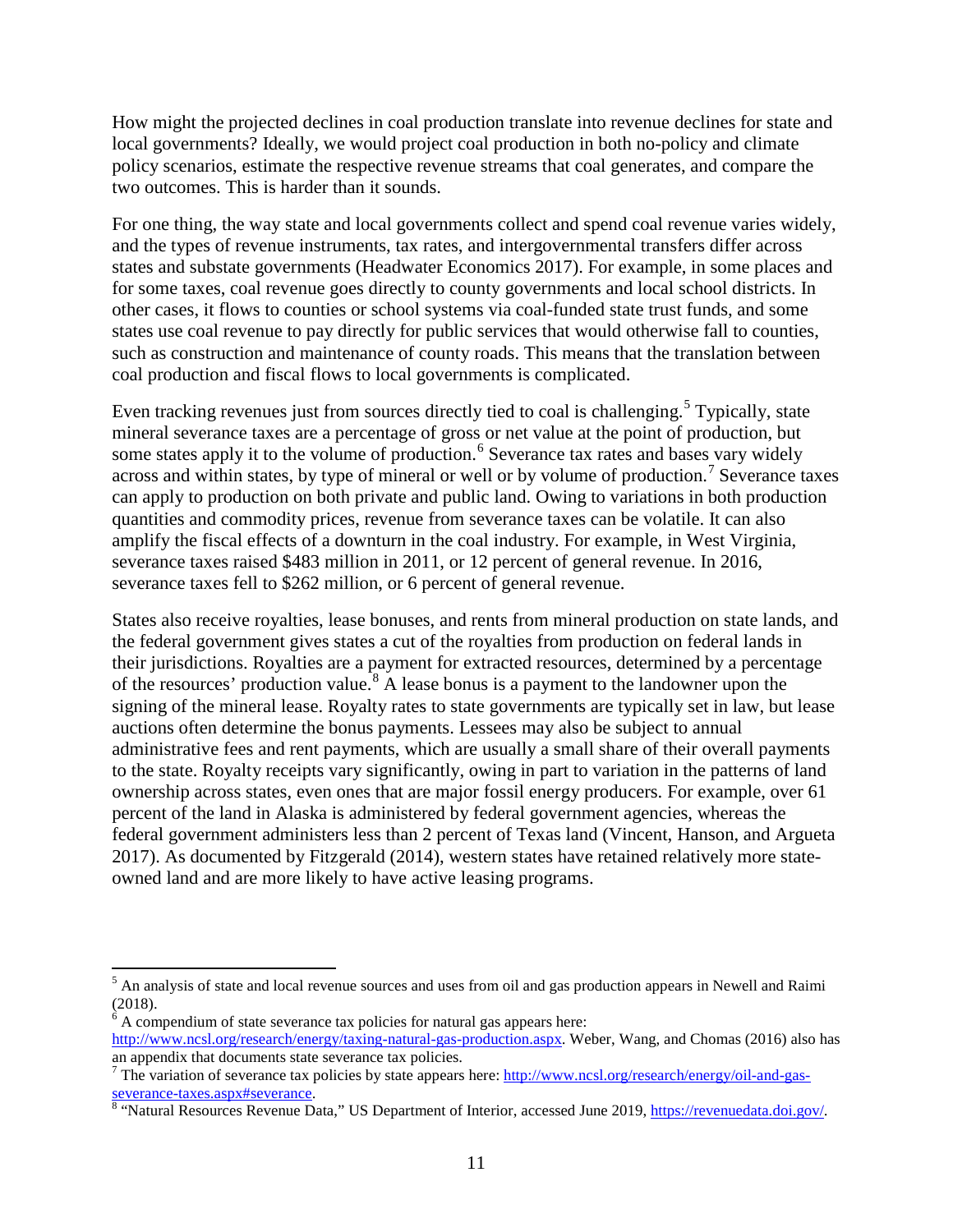How might the projected declines in coal production translate into revenue declines for state and local governments? Ideally, we would project coal production in both no-policy and climate policy scenarios, estimate the respective revenue streams that coal generates, and compare the two outcomes. This is harder than it sounds.

For one thing, the way state and local governments collect and spend coal revenue varies widely, and the types of revenue instruments, tax rates, and intergovernmental transfers differ across states and substate governments (Headwater Economics 2017). For example, in some places and for some taxes, coal revenue goes directly to county governments and local school districts. In other cases, it flows to counties or school systems via coal-funded state trust funds, and some states use coal revenue to pay directly for public services that would otherwise fall to counties, such as construction and maintenance of county roads. This means that the translation between coal production and fiscal flows to local governments is complicated.

Even tracking revenues just from sources directly tied to coal is challenging.[5] Typically, state mineral severance taxes are a percentage of gross or net value at the point of production, but some states apply it to the volume of production.[6] Severance tax rates and bases vary widely across and within states, by type of mineral or well or by volume of production.[7] Severance taxes can apply to production on both private and public land. Owing to variations in both production quantities and commodity prices, revenue from severance taxes can be volatile. It can also amplify the fiscal effects of a downturn in the coal industry. For example, in West Virginia, severance taxes raised $483 million in 2011, or 12 percent of general revenue. In 2016, severance taxes fell to $262 million, or 6 percent of general revenue.

States also receive royalties, lease bonuses, and rents from mineral production on state lands, and the federal government gives states a cut of the royalties from production on federal lands in their jurisdictions. Royalties are a payment for extracted resources, determined by a percentage of the resources' production value.[8] A lease bonus is a payment to the landowner upon the signing of the mineral lease. Royalty rates to state governments are typically set in law, but lease auctions often determine the bonus payments. Lessees may also be subject to annual administrative fees and rent payments, which are usually a small share of their overall payments to the state. Royalty receipts vary significantly, owing in part to variation in the patterns of land ownership across states, even ones that are major fossil energy producers. For example, over 61 percent of the land in Alaska is administered by federal government agencies, whereas the federal government administers less than 2 percent of Texas land (Vincent, Hanson, and Argueta 2017). As documented by Fitzgerald (2014), western states have retained relatively more state-owned land and are more likely to have active leasing programs.

---

[5] An analysis of state and local revenue sources and uses from oil and gas production appears in Newell and Raimi (2018).

[6] A compendium of state severance tax policies for natural gas appears here: http://www.ncsl.org/research/energy/taxing-natural-gas-production.aspx. Weber, Wang, and Chomas (2016) also has an appendix that documents state severance tax policies.

[7] The variation of severance tax policies by state appears here: http://www.ncsl.org/research/energy/oil-and-gas-severance-taxes.aspx#severance.

[8] "Natural Resources Revenue Data," US Department of Interior, accessed June 2019, https://revenuedata.doi.gov/.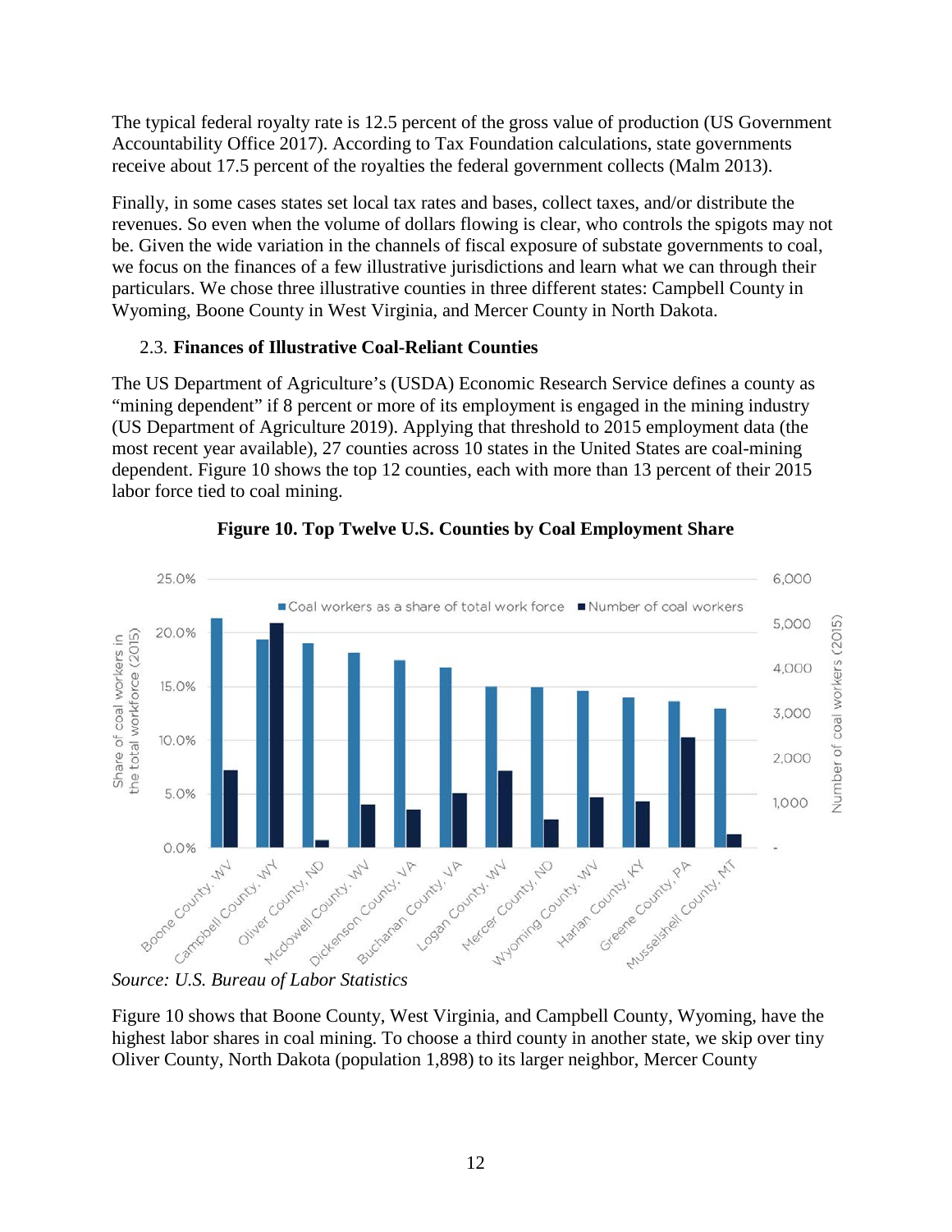The typical federal royalty rate is 12.5 percent of the gross value of production (US Government Accountability Office 2017). According to Tax Foundation calculations, state governments receive about 17.5 percent of the royalties the federal government collects (Malm 2013).

Finally, in some cases states set local tax rates and bases, collect taxes, and/or distribute the revenues. So even when the volume of dollars flowing is clear, who controls the spigots may not be. Given the wide variation in the channels of fiscal exposure of substate governments to coal, we focus on the finances of a few illustrative jurisdictions and learn what we can through their particulars. We chose three illustrative counties in three different states: Campbell County in Wyoming, Boone County in West Virginia, and Mercer County in North Dakota.

### 2.3. Finances of Illustrative Coal-Reliant Counties

The US Department of Agriculture's (USDA) Economic Research Service defines a county as "mining dependent" if 8 percent or more of its employment is engaged in the mining industry (US Department of Agriculture 2019). Applying that threshold to 2015 employment data (the most recent year available), 27 counties across 10 states in the United States are coal-mining dependent. Figure 10 shows the top 12 counties, each with more than 13 percent of their 2015 labor force tied to coal mining.

**Figure 10. Top Twelve U.S. Counties by Coal Employment Share**

*Source: U.S. Bureau of Labor Statistics*

Figure 10 shows that Boone County, West Virginia, and Campbell County, Wyoming, have the highest labor shares in coal mining. To choose a third county in another state, we skip over tiny Oliver County, North Dakota (population 1,898) to its larger neighbor, Mercer County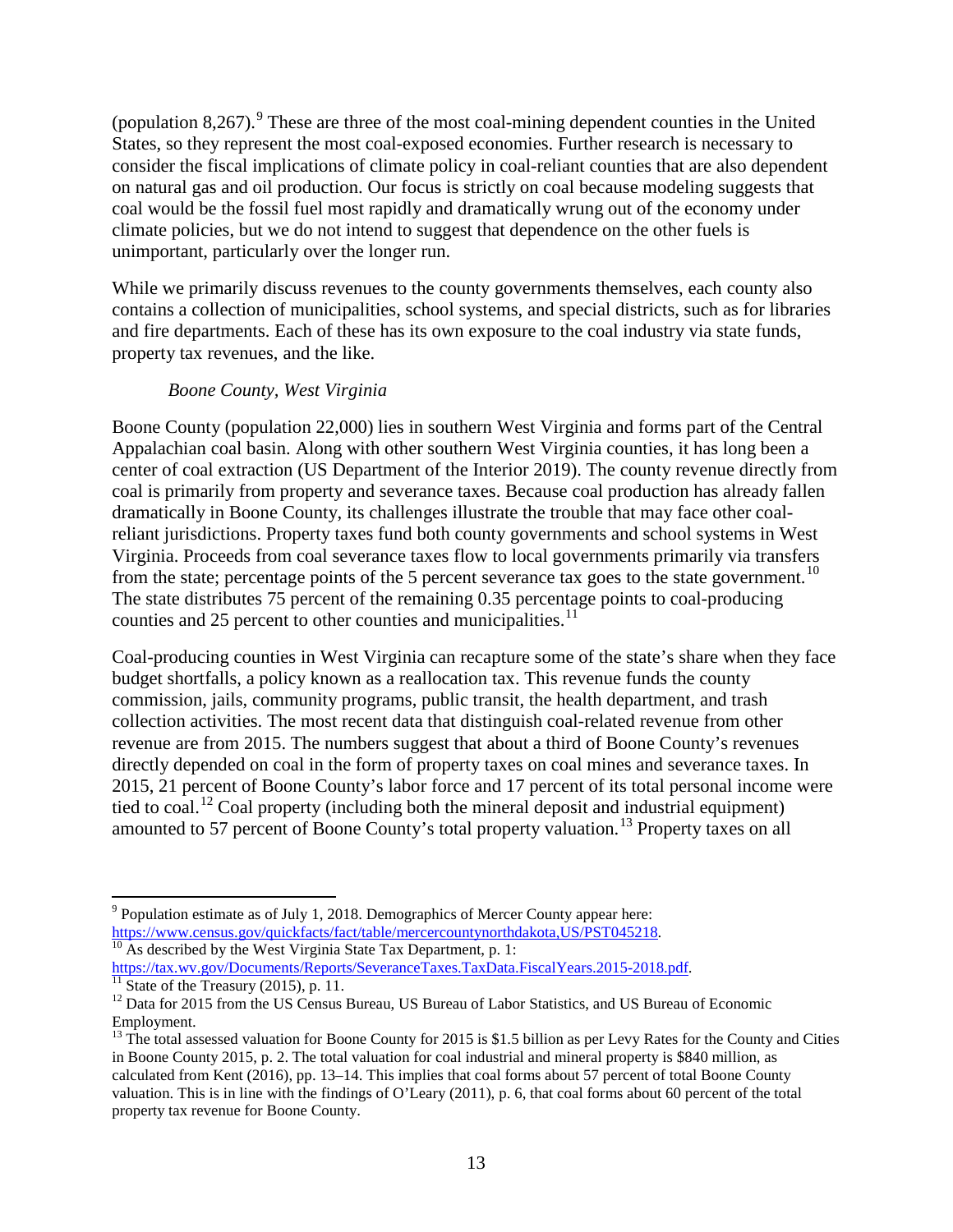(population 8,267).[9] These are three of the most coal-mining dependent counties in the United States, so they represent the most coal-exposed economies. Further research is necessary to consider the fiscal implications of climate policy in coal-reliant counties that are also dependent on natural gas and oil production. Our focus is strictly on coal because modeling suggests that coal would be the fossil fuel most rapidly and dramatically wrung out of the economy under climate policies, but we do not intend to suggest that dependence on the other fuels is unimportant, particularly over the longer run.

While we primarily discuss revenues to the county governments themselves, each county also contains a collection of municipalities, school systems, and special districts, such as for libraries and fire departments. Each of these has its own exposure to the coal industry via state funds, property tax revenues, and the like.

### *Boone County, West Virginia*

Boone County (population 22,000) lies in southern West Virginia and forms part of the Central Appalachian coal basin. Along with other southern West Virginia counties, it has long been a center of coal extraction (US Department of the Interior 2019). The county revenue directly from coal is primarily from property and severance taxes. Because coal production has already fallen dramatically in Boone County, its challenges illustrate the trouble that may face other coal-reliant jurisdictions. Property taxes fund both county governments and school systems in West Virginia. Proceeds from coal severance taxes flow to local governments primarily via transfers from the state; percentage points of the 5 percent severance tax goes to the state government.[10] The state distributes 75 percent of the remaining 0.35 percentage points to coal-producing counties and 25 percent to other counties and municipalities.[11]

Coal-producing counties in West Virginia can recapture some of the state's share when they face budget shortfalls, a policy known as a reallocation tax. This revenue funds the county commission, jails, community programs, public transit, the health department, and trash collection activities. The most recent data that distinguish coal-related revenue from other revenue are from 2015. The numbers suggest that about a third of Boone County's revenues directly depended on coal in the form of property taxes on coal mines and severance taxes. In 2015, 21 percent of Boone County's labor force and 17 percent of its total personal income were tied to coal.[12] Coal property (including both the mineral deposit and industrial equipment) amounted to 57 percent of Boone County's total property valuation.[13] Property taxes on all

---

[9] Population estimate as of July 1, 2018. Demographics of Mercer County appear here: https://www.census.gov/quickfacts/fact/table/mercercountynorthdakota,US/PST045218.

[10] As described by the West Virginia State Tax Department, p. 1: https://tax.wv.gov/Documents/Reports/SeveranceTaxes.TaxData.FiscalYears.2015-2018.pdf.

[11] State of the Treasury (2015), p. 11.

[12] Data for 2015 from the US Census Bureau, US Bureau of Labor Statistics, and US Bureau of Economic Employment.

[13] The total assessed valuation for Boone County for 2015 is $1.5 billion as per Levy Rates for the County and Cities in Boone County 2015, p. 2. The total valuation for coal industrial and mineral property is $840 million, as calculated from Kent (2016), pp. 13–14. This implies that coal forms about 57 percent of total Boone County valuation. This is in line with the findings of O'Leary (2011), p. 6, that coal forms about 60 percent of the total property tax revenue for Boone County.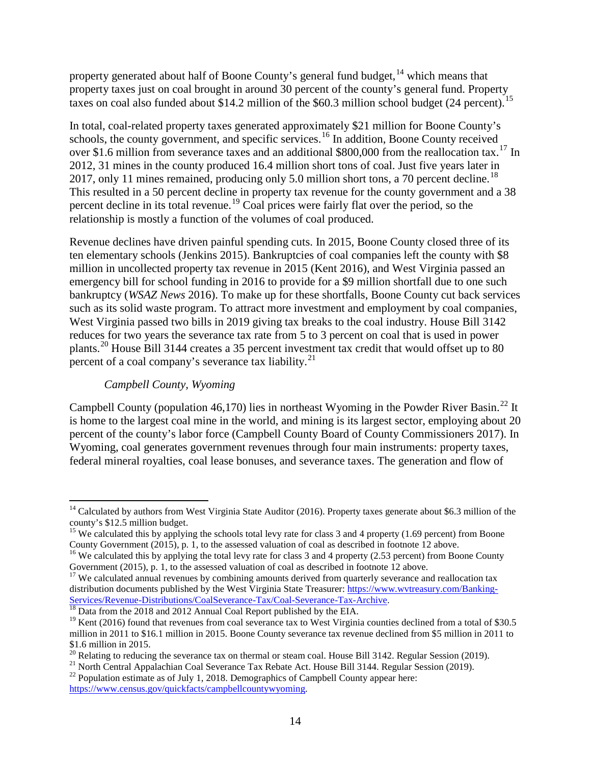property generated about half of Boone County's general fund budget,[14] which means that property taxes just on coal brought in around 30 percent of the county's general fund. Property taxes on coal also funded about $14.2 million of the $60.3 million school budget (24 percent).[15]

In total, coal-related property taxes generated approximately $21 million for Boone County's schools, the county government, and specific services.[16] In addition, Boone County received over $1.6 million from severance taxes and an additional $800,000 from the reallocation tax.[17] In 2012, 31 mines in the county produced 16.4 million short tons of coal. Just five years later in 2017, only 11 mines remained, producing only 5.0 million short tons, a 70 percent decline.[18] This resulted in a 50 percent decline in property tax revenue for the county government and a 38 percent decline in its total revenue.[19] Coal prices were fairly flat over the period, so the relationship is mostly a function of the volumes of coal produced.

Revenue declines have driven painful spending cuts. In 2015, Boone County closed three of its ten elementary schools (Jenkins 2015). Bankruptcies of coal companies left the county with $8 million in uncollected property tax revenue in 2015 (Kent 2016), and West Virginia passed an emergency bill for school funding in 2016 to provide for a $9 million shortfall due to one such bankruptcy (*WSAZ News* 2016). To make up for these shortfalls, Boone County cut back services such as its solid waste program. To attract more investment and employment by coal companies, West Virginia passed two bills in 2019 giving tax breaks to the coal industry. House Bill 3142 reduces for two years the severance tax rate from 5 to 3 percent on coal that is used in power plants.[20] House Bill 3144 creates a 35 percent investment tax credit that would offset up to 80 percent of a coal company's severance tax liability.[21]

*Campbell County, Wyoming*

Campbell County (population 46,170) lies in northeast Wyoming in the Powder River Basin.[22] It is home to the largest coal mine in the world, and mining is its largest sector, employing about 20 percent of the county's labor force (Campbell County Board of County Commissioners 2017). In Wyoming, coal generates government revenues through four main instruments: property taxes, federal mineral royalties, coal lease bonuses, and severance taxes. The generation and flow of

---

[14] Calculated by authors from West Virginia State Auditor (2016). Property taxes generate about $6.3 million of the county's $12.5 million budget.

[15] We calculated this by applying the schools total levy rate for class 3 and 4 property (1.69 percent) from Boone County Government (2015), p. 1, to the assessed valuation of coal as described in footnote 12 above.

[16] We calculated this by applying the total levy rate for class 3 and 4 property (2.53 percent) from Boone County Government (2015), p. 1, to the assessed valuation of coal as described in footnote 12 above.

[17] We calculated annual revenues by combining amounts derived from quarterly severance and reallocation tax distribution documents published by the West Virginia State Treasurer: https://www.wvtreasury.com/Banking-Services/Revenue-Distributions/CoalSeverance-Tax/Coal-Severance-Tax-Archive.

[18] Data from the 2018 and 2012 Annual Coal Report published by the EIA.

[19] Kent (2016) found that revenues from coal severance tax to West Virginia counties declined from a total of $30.5 million in 2011 to $16.1 million in 2015. Boone County severance tax revenue declined from $5 million in 2011 to $1.6 million in 2015.

[20] Relating to reducing the severance tax on thermal or steam coal. House Bill 3142. Regular Session (2019).

[21] North Central Appalachian Coal Severance Tax Rebate Act. House Bill 3144. Regular Session (2019).

[22] Population estimate as of July 1, 2018. Demographics of Campbell County appear here: https://www.census.gov/quickfacts/campbellcountywyoming.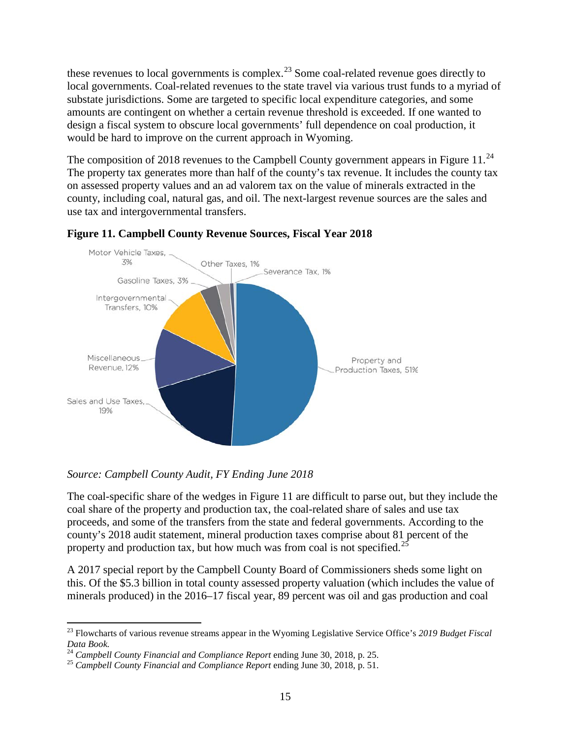these revenues to local governments is complex.[23] Some coal-related revenue goes directly to local governments. Coal-related revenues to the state travel via various trust funds to a myriad of substate jurisdictions. Some are targeted to specific local expenditure categories, and some amounts are contingent on whether a certain revenue threshold is exceeded. If one wanted to design a fiscal system to obscure local governments' full dependence on coal production, it would be hard to improve on the current approach in Wyoming.

The composition of 2018 revenues to the Campbell County government appears in Figure 11.[24] The property tax generates more than half of the county's tax revenue. It includes the county tax on assessed property values and an ad valorem tax on the value of minerals extracted in the county, including coal, natural gas, and oil. The next-largest revenue sources are the sales and use tax and intergovernmental transfers.

**Figure 11. Campbell County Revenue Sources, Fiscal Year 2018**

*Source: Campbell County Audit, FY Ending June 2018*

The coal-specific share of the wedges in Figure 11 are difficult to parse out, but they include the coal share of the property and production tax, the coal-related share of sales and use tax proceeds, and some of the transfers from the state and federal governments. According to the county's 2018 audit statement, mineral production taxes comprise about 81 percent of the property and production tax, but how much was from coal is not specified.[25]

A 2017 special report by the Campbell County Board of Commissioners sheds some light on this. Of the $5.3 billion in total county assessed property valuation (which includes the value of minerals produced) in the 2016–17 fiscal year, 89 percent was oil and gas production and coal

[23] Flowcharts of various revenue streams appear in the Wyoming Legislative Service Office's *2019 Budget Fiscal Data Book.*

[24] *Campbell County Financial and Compliance Report* ending June 30, 2018, p. 25.

[25] *Campbell County Financial and Compliance Report* ending June 30, 2018, p. 51.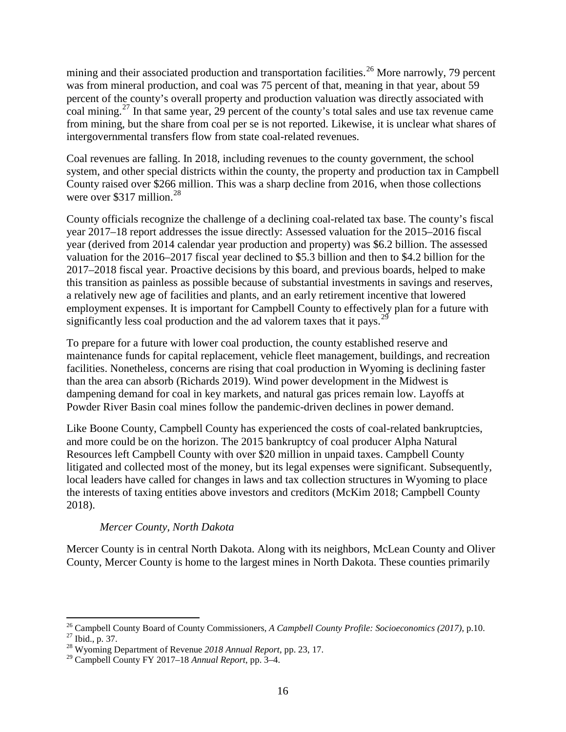mining and their associated production and transportation facilities.[26] More narrowly, 79 percent was from mineral production, and coal was 75 percent of that, meaning in that year, about 59 percent of the county's overall property and production valuation was directly associated with coal mining.[27] In that same year, 29 percent of the county's total sales and use tax revenue came from mining, but the share from coal per se is not reported. Likewise, it is unclear what shares of intergovernmental transfers flow from state coal-related revenues.

Coal revenues are falling. In 2018, including revenues to the county government, the school system, and other special districts within the county, the property and production tax in Campbell County raised over $266 million. This was a sharp decline from 2016, when those collections were over $317 million.[28]

County officials recognize the challenge of a declining coal-related tax base. The county's fiscal year 2017–18 report addresses the issue directly: Assessed valuation for the 2015–2016 fiscal year (derived from 2014 calendar year production and property) was $6.2 billion. The assessed valuation for the 2016–2017 fiscal year declined to $5.3 billion and then to $4.2 billion for the 2017–2018 fiscal year. Proactive decisions by this board, and previous boards, helped to make this transition as painless as possible because of substantial investments in savings and reserves, a relatively new age of facilities and plants, and an early retirement incentive that lowered employment expenses. It is important for Campbell County to effectively plan for a future with significantly less coal production and the ad valorem taxes that it pays.[29]

To prepare for a future with lower coal production, the county established reserve and maintenance funds for capital replacement, vehicle fleet management, buildings, and recreation facilities. Nonetheless, concerns are rising that coal production in Wyoming is declining faster than the area can absorb (Richards 2019). Wind power development in the Midwest is dampening demand for coal in key markets, and natural gas prices remain low. Layoffs at Powder River Basin coal mines follow the pandemic-driven declines in power demand.

Like Boone County, Campbell County has experienced the costs of coal-related bankruptcies, and more could be on the horizon. The 2015 bankruptcy of coal producer Alpha Natural Resources left Campbell County with over $20 million in unpaid taxes. Campbell County litigated and collected most of the money, but its legal expenses were significant. Subsequently, local leaders have called for changes in laws and tax collection structures in Wyoming to place the interests of taxing entities above investors and creditors (McKim 2018; Campbell County 2018).

*Mercer County, North Dakota*

Mercer County is in central North Dakota. Along with its neighbors, McLean County and Oliver County, Mercer County is home to the largest mines in North Dakota. These counties primarily

---

[26] Campbell County Board of County Commissioners, *A Campbell County Profile: Socioeconomics (2017)*, p.10.

[27] Ibid., p. 37.

[28] Wyoming Department of Revenue *2018 Annual Report*, pp. 23, 17.

[29] Campbell County FY 2017–18 *Annual Report*, pp. 3–4.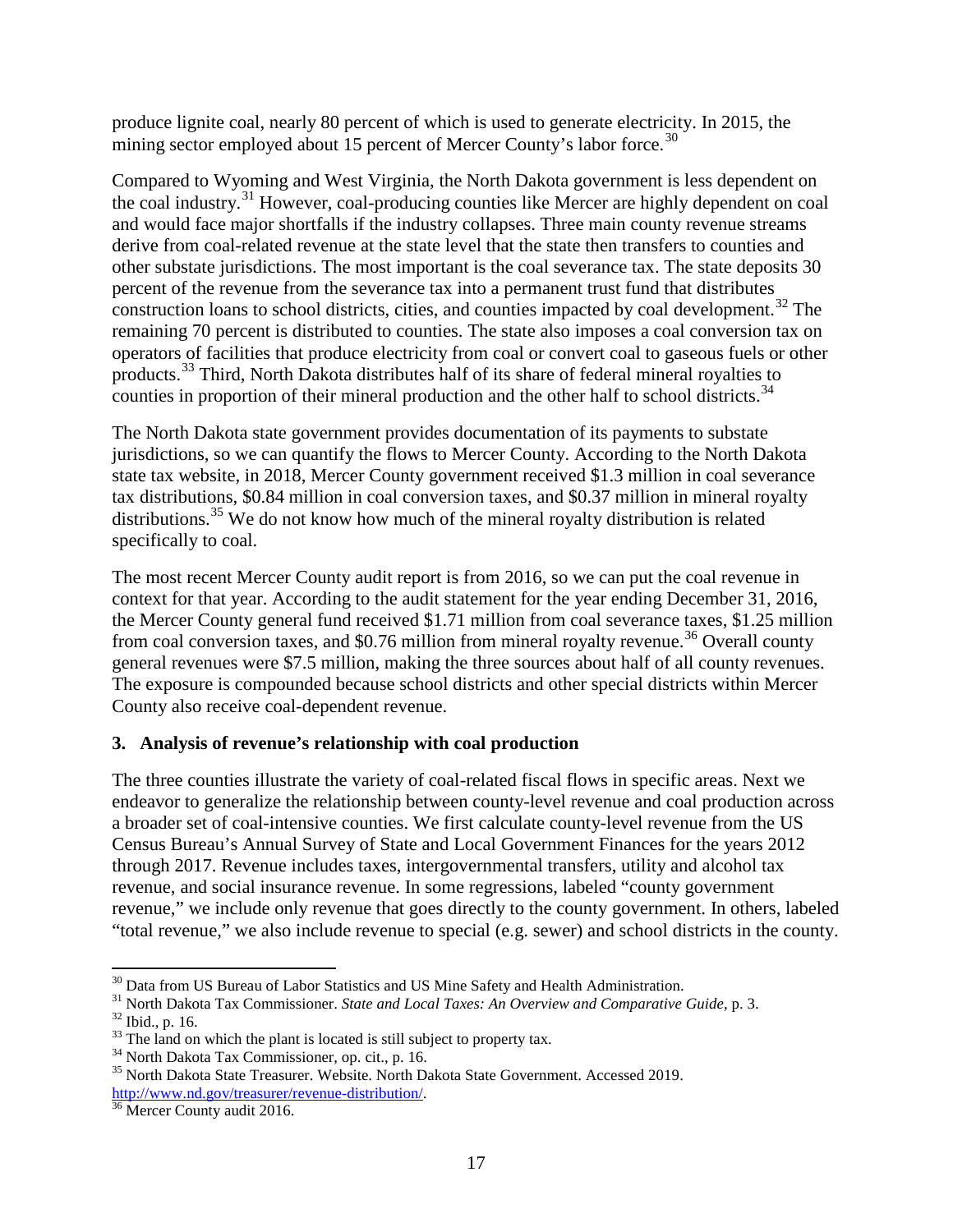produce lignite coal, nearly 80 percent of which is used to generate electricity. In 2015, the mining sector employed about 15 percent of Mercer County's labor force.[30]

Compared to Wyoming and West Virginia, the North Dakota government is less dependent on the coal industry.[31] However, coal-producing counties like Mercer are highly dependent on coal and would face major shortfalls if the industry collapses. Three main county revenue streams derive from coal-related revenue at the state level that the state then transfers to counties and other substate jurisdictions. The most important is the coal severance tax. The state deposits 30 percent of the revenue from the severance tax into a permanent trust fund that distributes construction loans to school districts, cities, and counties impacted by coal development.[32] The remaining 70 percent is distributed to counties. The state also imposes a coal conversion tax on operators of facilities that produce electricity from coal or convert coal to gaseous fuels or other products.[33] Third, North Dakota distributes half of its share of federal mineral royalties to counties in proportion of their mineral production and the other half to school districts.[34]

The North Dakota state government provides documentation of its payments to substate jurisdictions, so we can quantify the flows to Mercer County. According to the North Dakota state tax website, in 2018, Mercer County government received \$1.3 million in coal severance tax distributions, \$0.84 million in coal conversion taxes, and \$0.37 million in mineral royalty distributions.[35] We do not know how much of the mineral royalty distribution is related specifically to coal.

The most recent Mercer County audit report is from 2016, so we can put the coal revenue in context for that year. According to the audit statement for the year ending December 31, 2016, the Mercer County general fund received \$1.71 million from coal severance taxes, \$1.25 million from coal conversion taxes, and \$0.76 million from mineral royalty revenue.[36] Overall county general revenues were \$7.5 million, making the three sources about half of all county revenues. The exposure is compounded because school districts and other special districts within Mercer County also receive coal-dependent revenue.

### 3. Analysis of revenue's relationship with coal production

The three counties illustrate the variety of coal-related fiscal flows in specific areas. Next we endeavor to generalize the relationship between county-level revenue and coal production across a broader set of coal-intensive counties. We first calculate county-level revenue from the US Census Bureau's Annual Survey of State and Local Government Finances for the years 2012 through 2017. Revenue includes taxes, intergovernmental transfers, utility and alcohol tax revenue, and social insurance revenue. In some regressions, labeled "county government revenue," we include only revenue that goes directly to the county government. In others, labeled "total revenue," we also include revenue to special (e.g. sewer) and school districts in the county.

---

[30] Data from US Bureau of Labor Statistics and US Mine Safety and Health Administration.

[31] North Dakota Tax Commissioner. *State and Local Taxes: An Overview and Comparative Guide*, p. 3.

[32] Ibid., p. 16.

[33] The land on which the plant is located is still subject to property tax.

[34] North Dakota Tax Commissioner, op. cit., p. 16.

[35] North Dakota State Treasurer. Website. North Dakota State Government. Accessed 2019. http://www.nd.gov/treasurer/revenue-distribution/.

[36] Mercer County audit 2016.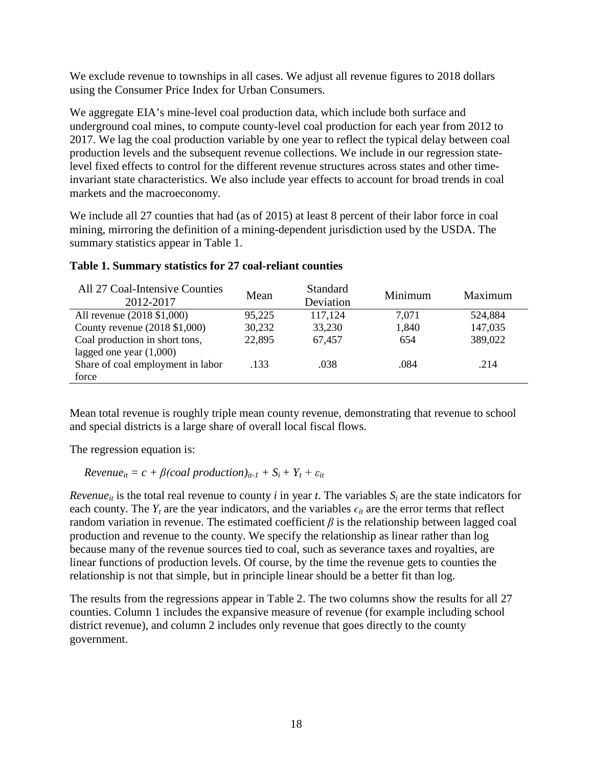We exclude revenue to townships in all cases. We adjust all revenue figures to 2018 dollars using the Consumer Price Index for Urban Consumers.

We aggregate EIA's mine-level coal production data, which include both surface and underground coal mines, to compute county-level coal production for each year from 2012 to 2017. We lag the coal production variable by one year to reflect the typical delay between coal production levels and the subsequent revenue collections. We include in our regression state-level fixed effects to control for the different revenue structures across states and other time-invariant state characteristics. We also include year effects to account for broad trends in coal markets and the macroeconomy.

We include all 27 counties that had (as of 2015) at least 8 percent of their labor force in coal mining, mirroring the definition of a mining-dependent jurisdiction used by the USDA. The summary statistics appear in Table 1.

**Table 1. Summary statistics for 27 coal-reliant counties**

| All 27 Coal-Intensive Counties 2012-2017 | Mean | Standard Deviation | Minimum | Maximum |
|---|---|---|---|---|
| All revenue (2018 $1,000) | 95,225 | 117,124 | 7,071 | 524,884 |
| County revenue (2018 $1,000) | 30,232 | 33,230 | 1,840 | 147,035 |
| Coal production in short tons, lagged one year (1,000) | 22,895 | 67,457 | 654 | 389,022 |
| Share of coal employment in labor force | .133 | .038 | .084 | .214 |

Mean total revenue is roughly triple mean county revenue, demonstrating that revenue to school and special districts is a large share of overall local fiscal flows.

The regression equation is:

$$Revenue_{it} = c + \beta(coal\ production)_{it-1} + S_i + Y_t + \varepsilon_{it}$$

$Revenue_{it}$ is the total real revenue to county $i$ in year $t$. The variables $S_i$ are the state indicators for each county. The $Y_t$ are the year indicators, and the variables $\epsilon_{it}$ are the error terms that reflect random variation in revenue. The estimated coefficient $\beta$ is the relationship between lagged coal production and revenue to the county. We specify the relationship as linear rather than log because many of the revenue sources tied to coal, such as severance taxes and royalties, are linear functions of production levels. Of course, by the time the revenue gets to counties the relationship is not that simple, but in principle linear should be a better fit than log.

The results from the regressions appear in Table 2. The two columns show the results for all 27 counties. Column 1 includes the expansive measure of revenue (for example including school district revenue), and column 2 includes only revenue that goes directly to the county government.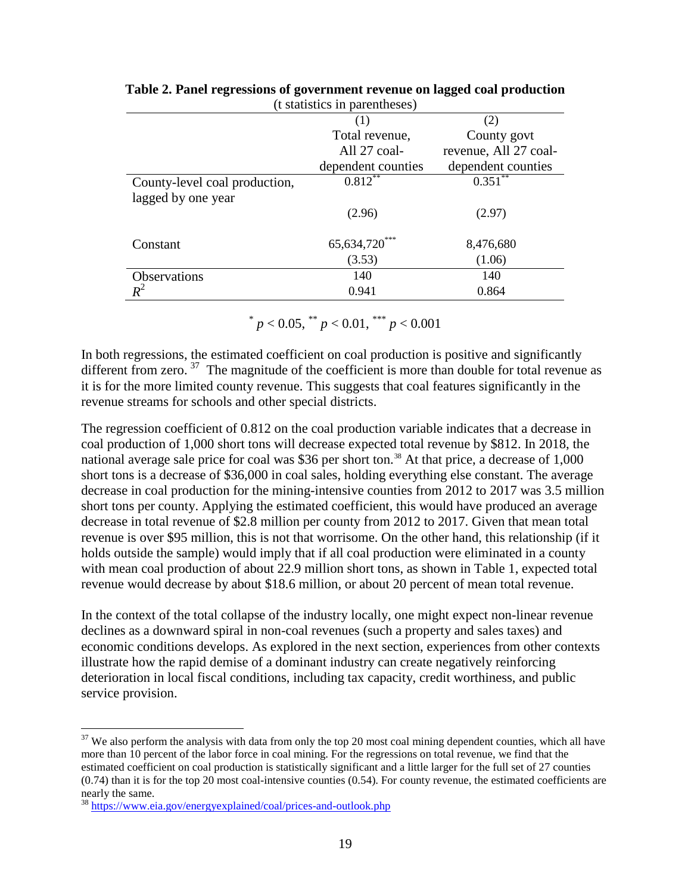**Table 2. Panel regressions of government revenue on lagged coal production**

(t statistics in parentheses)

| | (1) Total revenue, All 27 coal-dependent counties | (2) County govt revenue, All 27 coal-dependent counties |
|---|---|---|
| County-level coal production, lagged by one year | 0.812** | 0.351** |
| | (2.96) | (2.97) |
| Constant | 65,634,720*** | 8,476,680 |
| | (3.53) | (1.06) |
| Observations | 140 | 140 |
| $R^2$ | 0.941 | 0.864 |

$^{*}$ $p < 0.05$, $^{**}$ $p < 0.01$, $^{***}$ $p < 0.001$

In both regressions, the estimated coefficient on coal production is positive and significantly different from zero. [37] The magnitude of the coefficient is more than double for total revenue as it is for the more limited county revenue. This suggests that coal features significantly in the revenue streams for schools and other special districts.

The regression coefficient of 0.812 on the coal production variable indicates that a decrease in coal production of 1,000 short tons will decrease expected total revenue by $812. In 2018, the national average sale price for coal was $36 per short ton.[38] At that price, a decrease of 1,000 short tons is a decrease of $36,000 in coal sales, holding everything else constant. The average decrease in coal production for the mining-intensive counties from 2012 to 2017 was 3.5 million short tons per county. Applying the estimated coefficient, this would have produced an average decrease in total revenue of $2.8 million per county from 2012 to 2017. Given that mean total revenue is over $95 million, this is not that worrisome. On the other hand, this relationship (if it holds outside the sample) would imply that if all coal production were eliminated in a county with mean coal production of about 22.9 million short tons, as shown in Table 1, expected total revenue would decrease by about $18.6 million, or about 20 percent of mean total revenue.

In the context of the total collapse of the industry locally, one might expect non-linear revenue declines as a downward spiral in non-coal revenues (such a property and sales taxes) and economic conditions develops. As explored in the next section, experiences from other contexts illustrate how the rapid demise of a dominant industry can create negatively reinforcing deterioration in local fiscal conditions, including tax capacity, credit worthiness, and public service provision.

---

[37] We also perform the analysis with data from only the top 20 most coal mining dependent counties, which all have more than 10 percent of the labor force in coal mining. For the regressions on total revenue, we find that the estimated coefficient on coal production is statistically significant and a little larger for the full set of 27 counties (0.74) than it is for the top 20 most coal-intensive counties (0.54). For county revenue, the estimated coefficients are nearly the same.

[38] https://www.eia.gov/energyexplained/coal/prices-and-outlook.php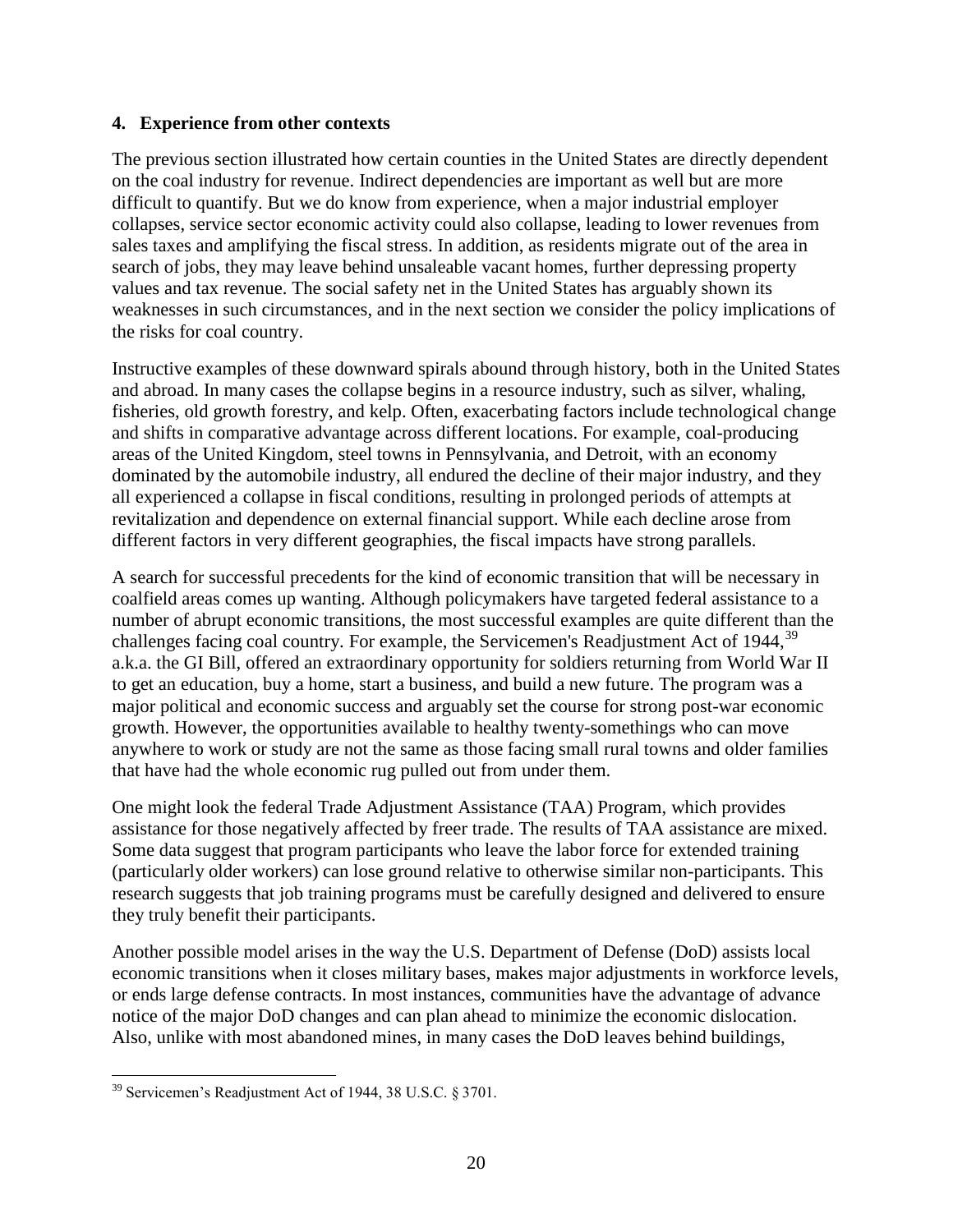### 4. Experience from other contexts

The previous section illustrated how certain counties in the United States are directly dependent on the coal industry for revenue. Indirect dependencies are important as well but are more difficult to quantify. But we do know from experience, when a major industrial employer collapses, service sector economic activity could also collapse, leading to lower revenues from sales taxes and amplifying the fiscal stress. In addition, as residents migrate out of the area in search of jobs, they may leave behind unsaleable vacant homes, further depressing property values and tax revenue. The social safety net in the United States has arguably shown its weaknesses in such circumstances, and in the next section we consider the policy implications of the risks for coal country.

Instructive examples of these downward spirals abound through history, both in the United States and abroad. In many cases the collapse begins in a resource industry, such as silver, whaling, fisheries, old growth forestry, and kelp. Often, exacerbating factors include technological change and shifts in comparative advantage across different locations. For example, coal-producing areas of the United Kingdom, steel towns in Pennsylvania, and Detroit, with an economy dominated by the automobile industry, all endured the decline of their major industry, and they all experienced a collapse in fiscal conditions, resulting in prolonged periods of attempts at revitalization and dependence on external financial support. While each decline arose from different factors in very different geographies, the fiscal impacts have strong parallels.

A search for successful precedents for the kind of economic transition that will be necessary in coalfield areas comes up wanting. Although policymakers have targeted federal assistance to a number of abrupt economic transitions, the most successful examples are quite different than the challenges facing coal country. For example, the Servicemen's Readjustment Act of 1944,[39] a.k.a. the GI Bill, offered an extraordinary opportunity for soldiers returning from World War II to get an education, buy a home, start a business, and build a new future. The program was a major political and economic success and arguably set the course for strong post-war economic growth. However, the opportunities available to healthy twenty-somethings who can move anywhere to work or study are not the same as those facing small rural towns and older families that have had the whole economic rug pulled out from under them.

One might look the federal Trade Adjustment Assistance (TAA) Program, which provides assistance for those negatively affected by freer trade. The results of TAA assistance are mixed. Some data suggest that program participants who leave the labor force for extended training (particularly older workers) can lose ground relative to otherwise similar non-participants. This research suggests that job training programs must be carefully designed and delivered to ensure they truly benefit their participants.

Another possible model arises in the way the U.S. Department of Defense (DoD) assists local economic transitions when it closes military bases, makes major adjustments in workforce levels, or ends large defense contracts. In most instances, communities have the advantage of advance notice of the major DoD changes and can plan ahead to minimize the economic dislocation. Also, unlike with most abandoned mines, in many cases the DoD leaves behind buildings,

---

[39] Servicemen's Readjustment Act of 1944, 38 U.S.C. § 3701.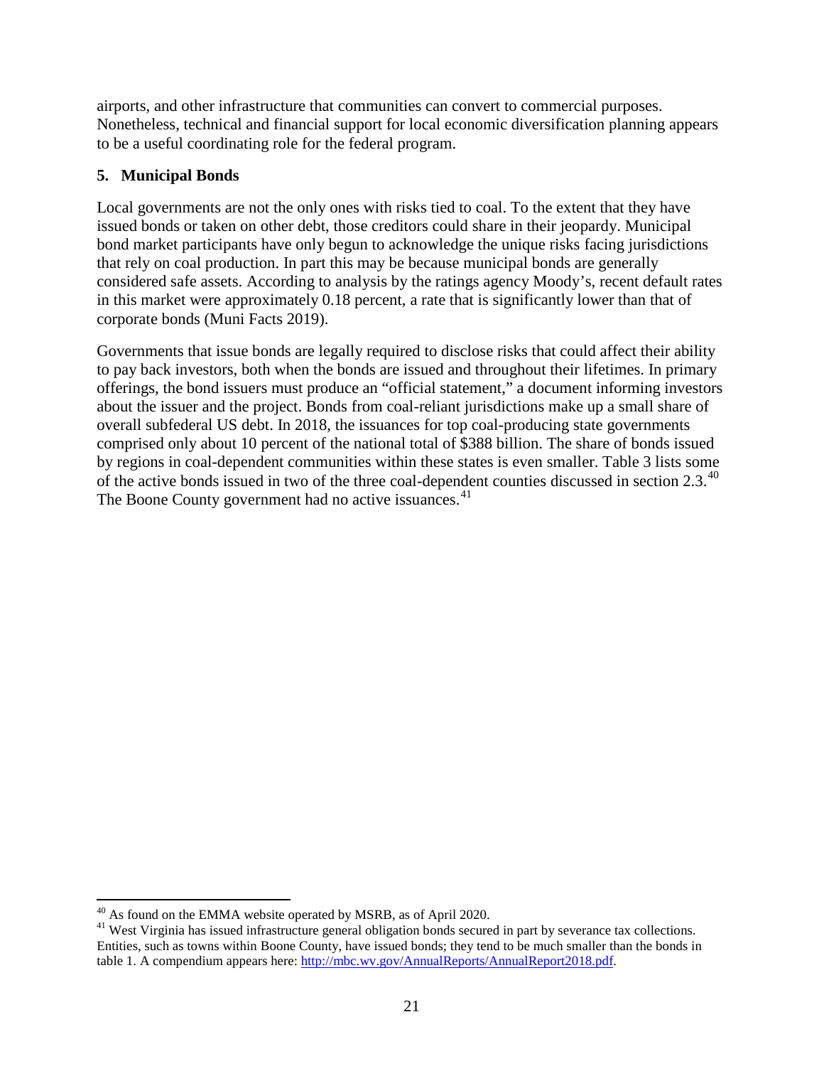airports, and other infrastructure that communities can convert to commercial purposes. Nonetheless, technical and financial support for local economic diversification planning appears to be a useful coordinating role for the federal program.

## 5. Municipal Bonds

Local governments are not the only ones with risks tied to coal. To the extent that they have issued bonds or taken on other debt, those creditors could share in their jeopardy. Municipal bond market participants have only begun to acknowledge the unique risks facing jurisdictions that rely on coal production. In part this may be because municipal bonds are generally considered safe assets. According to analysis by the ratings agency Moody's, recent default rates in this market were approximately 0.18 percent, a rate that is significantly lower than that of corporate bonds (Muni Facts 2019).

Governments that issue bonds are legally required to disclose risks that could affect their ability to pay back investors, both when the bonds are issued and throughout their lifetimes. In primary offerings, the bond issuers must produce an "official statement," a document informing investors about the issuer and the project. Bonds from coal-reliant jurisdictions make up a small share of overall subfederal US debt. In 2018, the issuances for top coal-producing state governments comprised only about 10 percent of the national total of $388 billion. The share of bonds issued by regions in coal-dependent communities within these states is even smaller. Table 3 lists some of the active bonds issued in two of the three coal-dependent counties discussed in section 2.3.[40] The Boone County government had no active issuances.[41]

---

[40] As found on the EMMA website operated by MSRB, as of April 2020.

[41] West Virginia has issued infrastructure general obligation bonds secured in part by severance tax collections. Entities, such as towns within Boone County, have issued bonds; they tend to be much smaller than the bonds in table 1. A compendium appears here: http://mbc.wv.gov/AnnualReports/AnnualReport2018.pdf.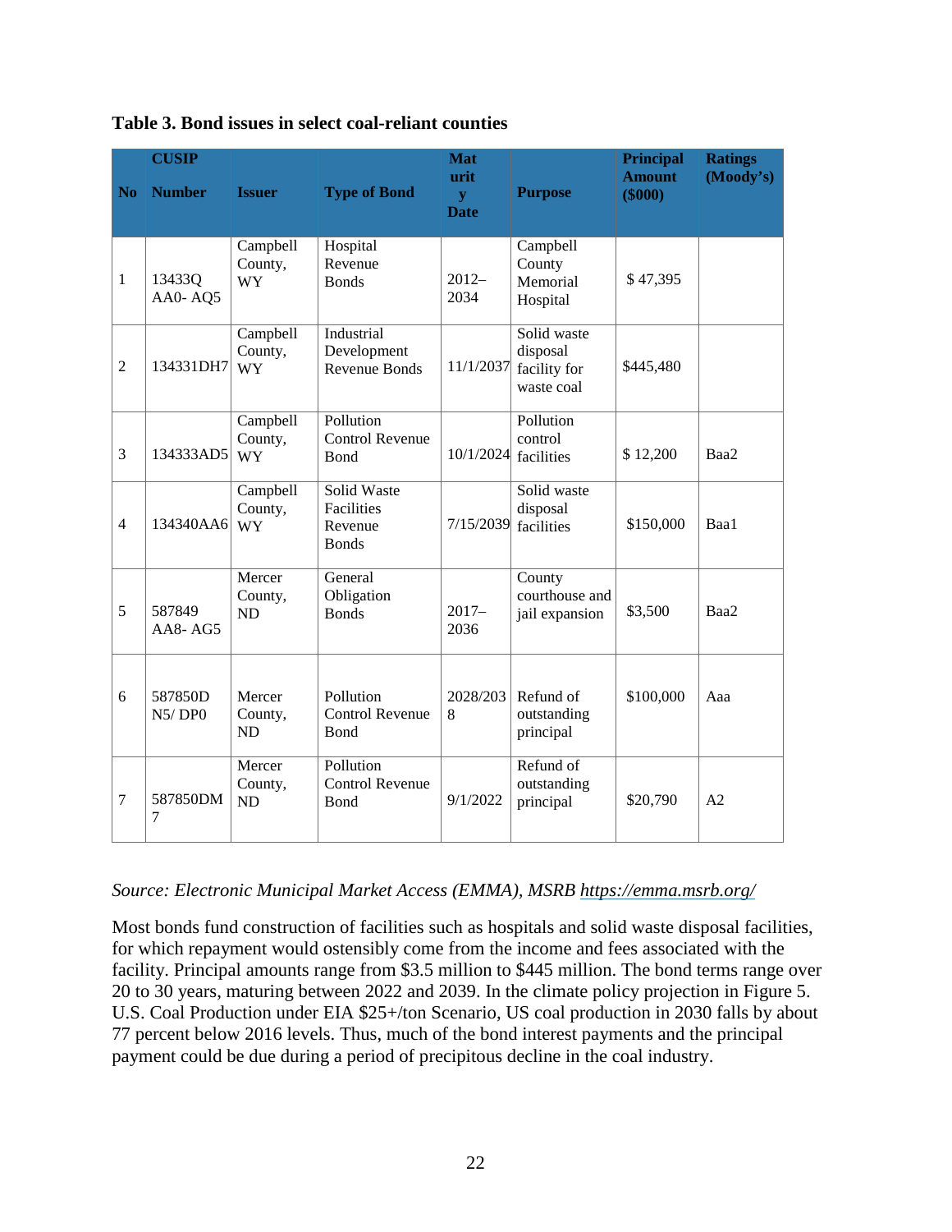**Table 3. Bond issues in select coal-reliant counties**

| No | CUSIP Number | Issuer | Type of Bond | Maturity Date | Purpose | Principal Amount ($000) | Ratings (Moody's) |
|---|---|---|---|---|---|---|---|
| 1 | 13433Q AA0- AQ5 | Campbell County, WY | Hospital Revenue Bonds | 2012–2034 | Campbell County Memorial Hospital | $ 47,395 | |
| 2 | 134331DH7 | Campbell County, WY | Industrial Development Revenue Bonds | 11/1/2037 | Solid waste disposal facility for waste coal | $445,480 | |
| 3 | 134333AD5 | Campbell County, WY | Pollution Control Revenue Bond | 10/1/2024 | Pollution control facilities | $ 12,200 | Baa2 |
| 4 | 134340AA6 | Campbell County, WY | Solid Waste Facilities Revenue Bonds | 7/15/2039 | Solid waste disposal facilities | $150,000 | Baa1 |
| 5 | 587849 AA8- AG5 | Mercer County, ND | General Obligation Bonds | 2017–2036 | County courthouse and jail expansion | $3,500 | Baa2 |
| 6 | 587850D N5/ DP0 | Mercer County, ND | Pollution Control Revenue Bond | 2028/2038 | Refund of outstanding principal | $100,000 | Aaa |
| 7 | 587850DM7 | Mercer County, ND | Pollution Control Revenue Bond | 9/1/2022 | Refund of outstanding principal | $20,790 | A2 |

*Source: Electronic Municipal Market Access (EMMA), MSRB https://emma.msrb.org/*

Most bonds fund construction of facilities such as hospitals and solid waste disposal facilities, for which repayment would ostensibly come from the income and fees associated with the facility. Principal amounts range from $3.5 million to $445 million. The bond terms range over 20 to 30 years, maturing between 2022 and 2039. In the climate policy projection in Figure 5. U.S. Coal Production under EIA $25+/ton Scenario, US coal production in 2030 falls by about 77 percent below 2016 levels. Thus, much of the bond interest payments and the principal payment could be due during a period of precipitous decline in the coal industry.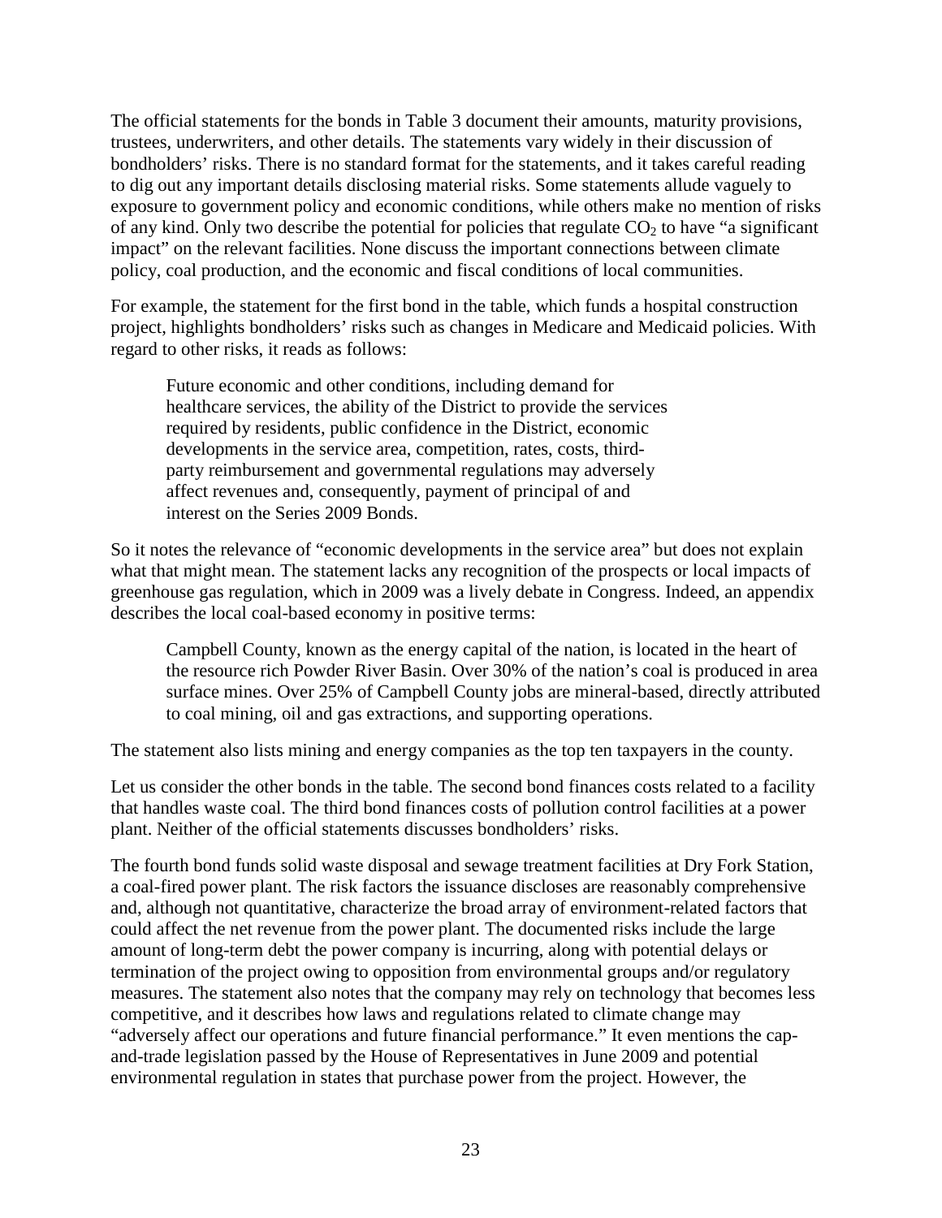The official statements for the bonds in Table 3 document their amounts, maturity provisions, trustees, underwriters, and other details. The statements vary widely in their discussion of bondholders' risks. There is no standard format for the statements, and it takes careful reading to dig out any important details disclosing material risks. Some statements allude vaguely to exposure to government policy and economic conditions, while others make no mention of risks of any kind. Only two describe the potential for policies that regulate $CO_2$ to have "a significant impact" on the relevant facilities. None discuss the important connections between climate policy, coal production, and the economic and fiscal conditions of local communities.

For example, the statement for the first bond in the table, which funds a hospital construction project, highlights bondholders' risks such as changes in Medicare and Medicaid policies. With regard to other risks, it reads as follows:

> Future economic and other conditions, including demand for healthcare services, the ability of the District to provide the services required by residents, public confidence in the District, economic developments in the service area, competition, rates, costs, third-party reimbursement and governmental regulations may adversely affect revenues and, consequently, payment of principal of and interest on the Series 2009 Bonds.

So it notes the relevance of "economic developments in the service area" but does not explain what that might mean. The statement lacks any recognition of the prospects or local impacts of greenhouse gas regulation, which in 2009 was a lively debate in Congress. Indeed, an appendix describes the local coal-based economy in positive terms:

> Campbell County, known as the energy capital of the nation, is located in the heart of the resource rich Powder River Basin. Over 30% of the nation's coal is produced in area surface mines. Over 25% of Campbell County jobs are mineral-based, directly attributed to coal mining, oil and gas extractions, and supporting operations.

The statement also lists mining and energy companies as the top ten taxpayers in the county.

Let us consider the other bonds in the table. The second bond finances costs related to a facility that handles waste coal. The third bond finances costs of pollution control facilities at a power plant. Neither of the official statements discusses bondholders' risks.

The fourth bond funds solid waste disposal and sewage treatment facilities at Dry Fork Station, a coal-fired power plant. The risk factors the issuance discloses are reasonably comprehensive and, although not quantitative, characterize the broad array of environment-related factors that could affect the net revenue from the power plant. The documented risks include the large amount of long-term debt the power company is incurring, along with potential delays or termination of the project owing to opposition from environmental groups and/or regulatory measures. The statement also notes that the company may rely on technology that becomes less competitive, and it describes how laws and regulations related to climate change may "adversely affect our operations and future financial performance." It even mentions the cap-and-trade legislation passed by the House of Representatives in June 2009 and potential environmental regulation in states that purchase power from the project. However, the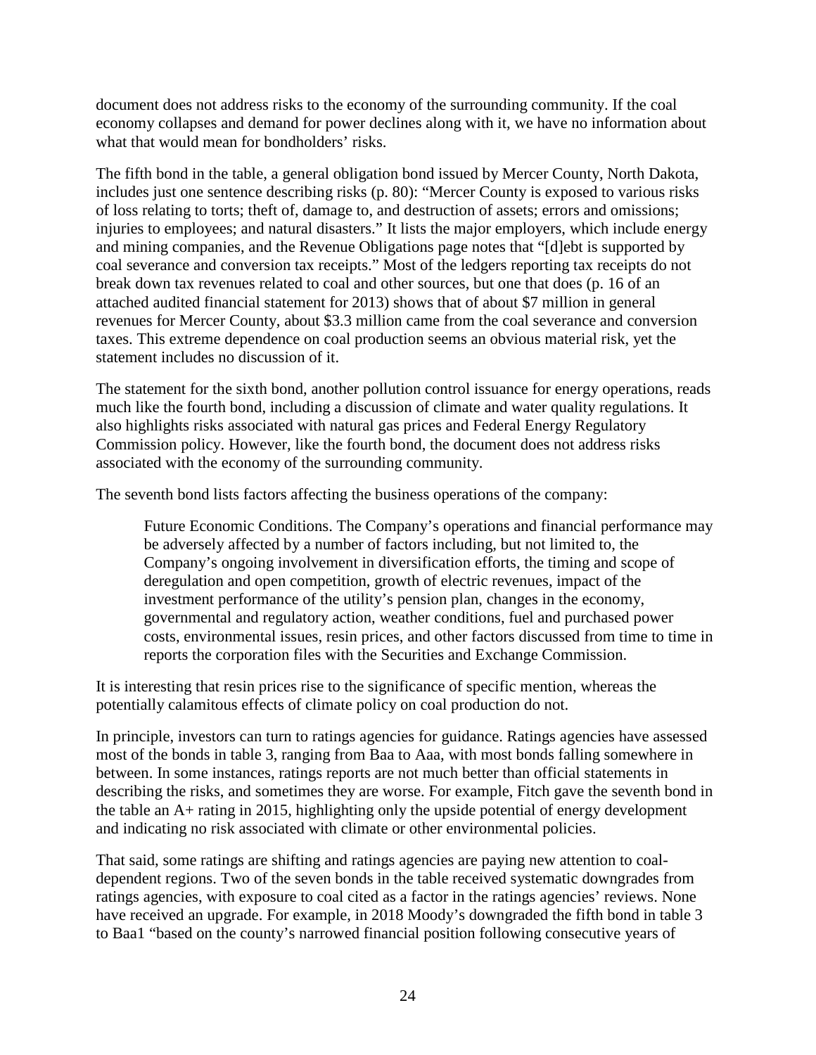document does not address risks to the economy of the surrounding community. If the coal economy collapses and demand for power declines along with it, we have no information about what that would mean for bondholders' risks.

The fifth bond in the table, a general obligation bond issued by Mercer County, North Dakota, includes just one sentence describing risks (p. 80): "Mercer County is exposed to various risks of loss relating to torts; theft of, damage to, and destruction of assets; errors and omissions; injuries to employees; and natural disasters." It lists the major employers, which include energy and mining companies, and the Revenue Obligations page notes that "[d]ebt is supported by coal severance and conversion tax receipts." Most of the ledgers reporting tax receipts do not break down tax revenues related to coal and other sources, but one that does (p. 16 of an attached audited financial statement for 2013) shows that of about $7 million in general revenues for Mercer County, about $3.3 million came from the coal severance and conversion taxes. This extreme dependence on coal production seems an obvious material risk, yet the statement includes no discussion of it.

The statement for the sixth bond, another pollution control issuance for energy operations, reads much like the fourth bond, including a discussion of climate and water quality regulations. It also highlights risks associated with natural gas prices and Federal Energy Regulatory Commission policy. However, like the fourth bond, the document does not address risks associated with the economy of the surrounding community.

The seventh bond lists factors affecting the business operations of the company:

> Future Economic Conditions. The Company's operations and financial performance may be adversely affected by a number of factors including, but not limited to, the Company's ongoing involvement in diversification efforts, the timing and scope of deregulation and open competition, growth of electric revenues, impact of the investment performance of the utility's pension plan, changes in the economy, governmental and regulatory action, weather conditions, fuel and purchased power costs, environmental issues, resin prices, and other factors discussed from time to time in reports the corporation files with the Securities and Exchange Commission.

It is interesting that resin prices rise to the significance of specific mention, whereas the potentially calamitous effects of climate policy on coal production do not.

In principle, investors can turn to ratings agencies for guidance. Ratings agencies have assessed most of the bonds in table 3, ranging from Baa to Aaa, with most bonds falling somewhere in between. In some instances, ratings reports are not much better than official statements in describing the risks, and sometimes they are worse. For example, Fitch gave the seventh bond in the table an A+ rating in 2015, highlighting only the upside potential of energy development and indicating no risk associated with climate or other environmental policies.

That said, some ratings are shifting and ratings agencies are paying new attention to coal-dependent regions. Two of the seven bonds in the table received systematic downgrades from ratings agencies, with exposure to coal cited as a factor in the ratings agencies' reviews. None have received an upgrade. For example, in 2018 Moody's downgraded the fifth bond in table 3 to Baa1 "based on the county's narrowed financial position following consecutive years of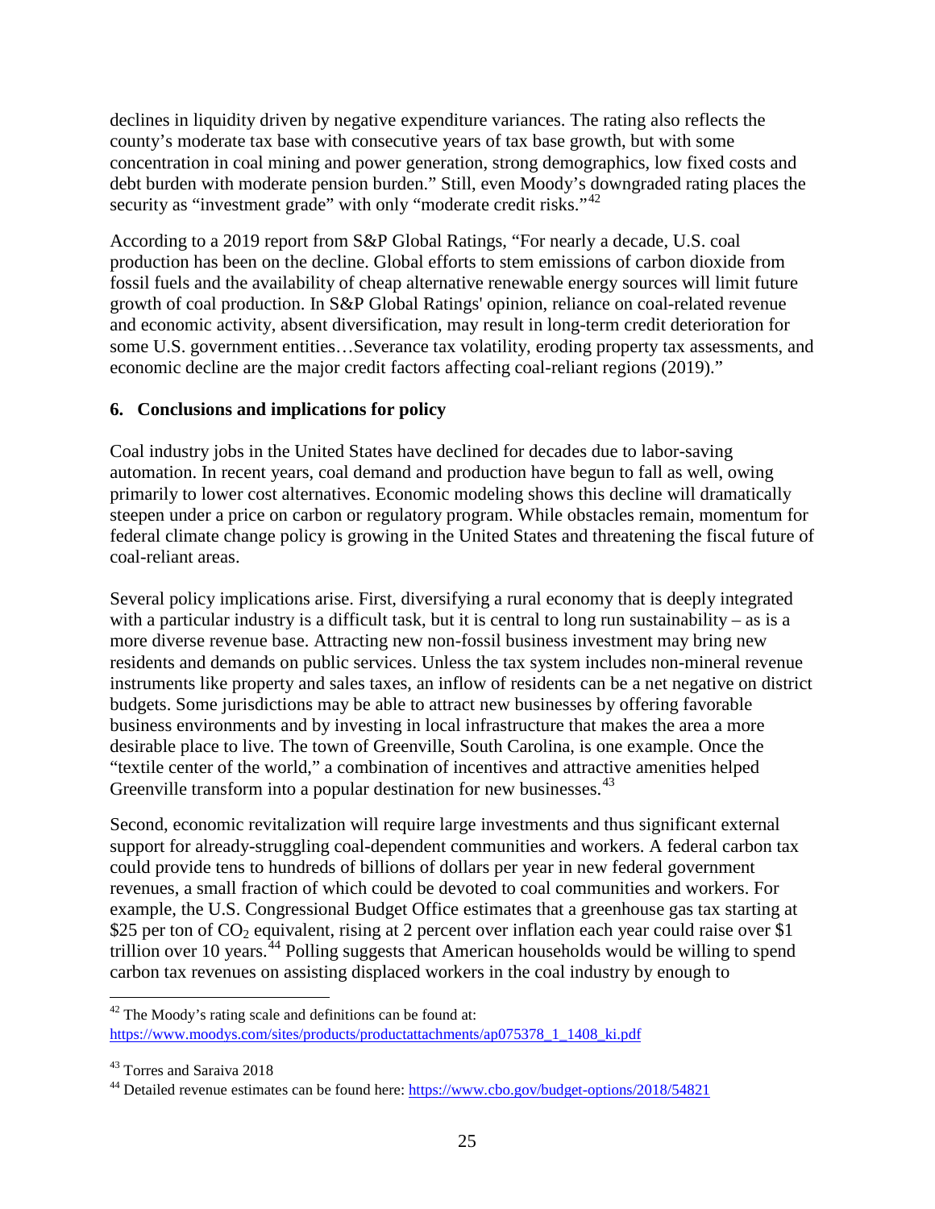declines in liquidity driven by negative expenditure variances. The rating also reflects the county's moderate tax base with consecutive years of tax base growth, but with some concentration in coal mining and power generation, strong demographics, low fixed costs and debt burden with moderate pension burden." Still, even Moody's downgraded rating places the security as "investment grade" with only "moderate credit risks."[42]

According to a 2019 report from S&P Global Ratings, "For nearly a decade, U.S. coal production has been on the decline. Global efforts to stem emissions of carbon dioxide from fossil fuels and the availability of cheap alternative renewable energy sources will limit future growth of coal production. In S&P Global Ratings' opinion, reliance on coal-related revenue and economic activity, absent diversification, may result in long-term credit deterioration for some U.S. government entities…Severance tax volatility, eroding property tax assessments, and economic decline are the major credit factors affecting coal-reliant regions (2019)."

## 6. Conclusions and implications for policy

Coal industry jobs in the United States have declined for decades due to labor-saving automation. In recent years, coal demand and production have begun to fall as well, owing primarily to lower cost alternatives. Economic modeling shows this decline will dramatically steepen under a price on carbon or regulatory program. While obstacles remain, momentum for federal climate change policy is growing in the United States and threatening the fiscal future of coal-reliant areas.

Several policy implications arise. First, diversifying a rural economy that is deeply integrated with a particular industry is a difficult task, but it is central to long run sustainability – as is a more diverse revenue base. Attracting new non-fossil business investment may bring new residents and demands on public services. Unless the tax system includes non-mineral revenue instruments like property and sales taxes, an inflow of residents can be a net negative on district budgets. Some jurisdictions may be able to attract new businesses by offering favorable business environments and by investing in local infrastructure that makes the area a more desirable place to live. The town of Greenville, South Carolina, is one example. Once the "textile center of the world," a combination of incentives and attractive amenities helped Greenville transform into a popular destination for new businesses.[43]

Second, economic revitalization will require large investments and thus significant external support for already-struggling coal-dependent communities and workers. A federal carbon tax could provide tens to hundreds of billions of dollars per year in new federal government revenues, a small fraction of which could be devoted to coal communities and workers. For example, the U.S. Congressional Budget Office estimates that a greenhouse gas tax starting at \$25 per ton of $CO_2$ equivalent, rising at 2 percent over inflation each year could raise over \$1 trillion over 10 years.[44] Polling suggests that American households would be willing to spend carbon tax revenues on assisting displaced workers in the coal industry by enough to

---

[42] The Moody's rating scale and definitions can be found at: https://www.moodys.com/sites/products/productattachments/ap075378_1_1408_ki.pdf

[43] Torres and Saraiva 2018

[44] Detailed revenue estimates can be found here: https://www.cbo.gov/budget-options/2018/54821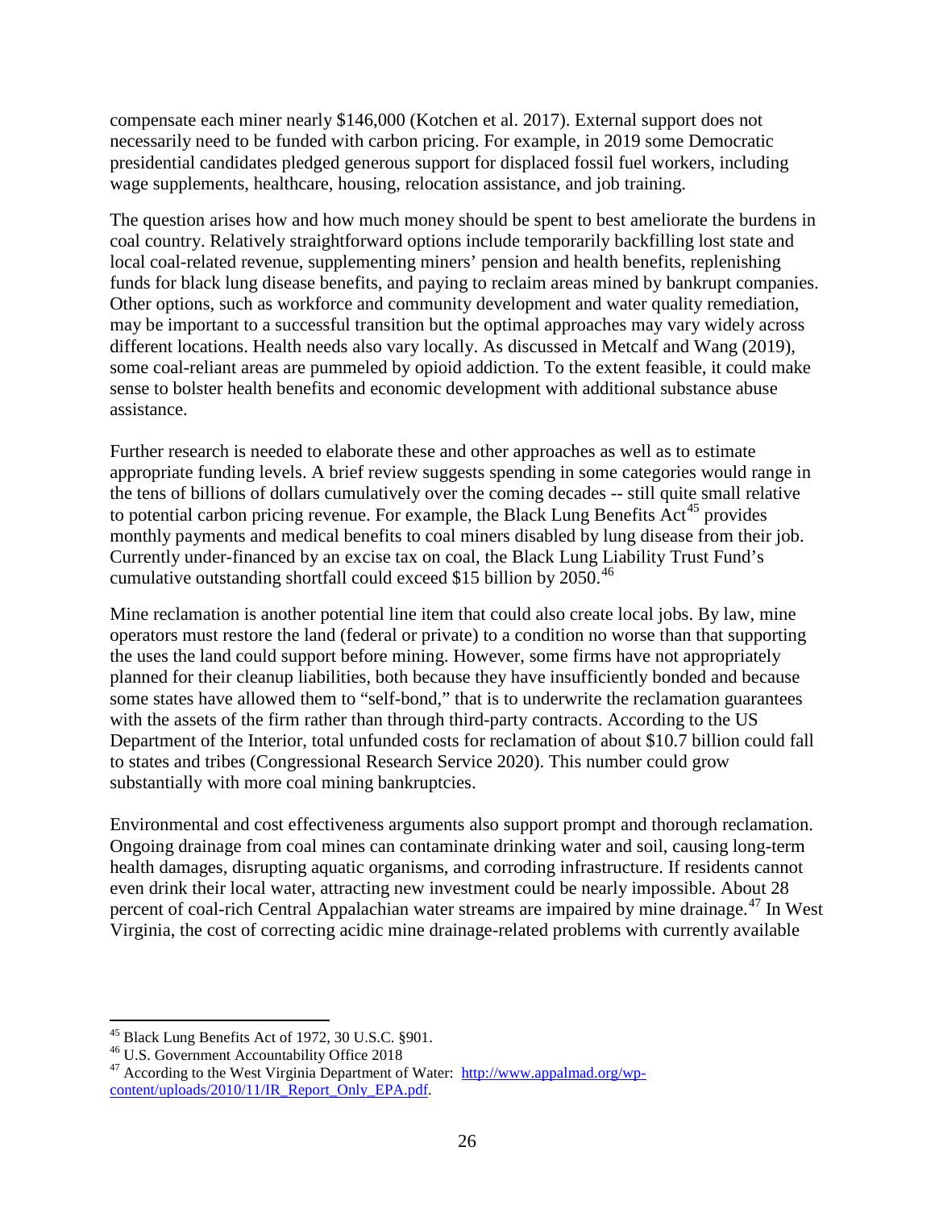compensate each miner nearly $146,000 (Kotchen et al. 2017). External support does not necessarily need to be funded with carbon pricing. For example, in 2019 some Democratic presidential candidates pledged generous support for displaced fossil fuel workers, including wage supplements, healthcare, housing, relocation assistance, and job training.

The question arises how and how much money should be spent to best ameliorate the burdens in coal country. Relatively straightforward options include temporarily backfilling lost state and local coal-related revenue, supplementing miners' pension and health benefits, replenishing funds for black lung disease benefits, and paying to reclaim areas mined by bankrupt companies. Other options, such as workforce and community development and water quality remediation, may be important to a successful transition but the optimal approaches may vary widely across different locations. Health needs also vary locally. As discussed in Metcalf and Wang (2019), some coal-reliant areas are pummeled by opioid addiction. To the extent feasible, it could make sense to bolster health benefits and economic development with additional substance abuse assistance.

Further research is needed to elaborate these and other approaches as well as to estimate appropriate funding levels. A brief review suggests spending in some categories would range in the tens of billions of dollars cumulatively over the coming decades -- still quite small relative to potential carbon pricing revenue. For example, the Black Lung Benefits Act[45] provides monthly payments and medical benefits to coal miners disabled by lung disease from their job. Currently under-financed by an excise tax on coal, the Black Lung Liability Trust Fund's cumulative outstanding shortfall could exceed $15 billion by 2050.[46]

Mine reclamation is another potential line item that could also create local jobs. By law, mine operators must restore the land (federal or private) to a condition no worse than that supporting the uses the land could support before mining. However, some firms have not appropriately planned for their cleanup liabilities, both because they have insufficiently bonded and because some states have allowed them to "self-bond," that is to underwrite the reclamation guarantees with the assets of the firm rather than through third-party contracts. According to the US Department of the Interior, total unfunded costs for reclamation of about $10.7 billion could fall to states and tribes (Congressional Research Service 2020). This number could grow substantially with more coal mining bankruptcies.

Environmental and cost effectiveness arguments also support prompt and thorough reclamation. Ongoing drainage from coal mines can contaminate drinking water and soil, causing long-term health damages, disrupting aquatic organisms, and corroding infrastructure. If residents cannot even drink their local water, attracting new investment could be nearly impossible. About 28 percent of coal-rich Central Appalachian water streams are impaired by mine drainage.[47] In West Virginia, the cost of correcting acidic mine drainage-related problems with currently available

---

[45] Black Lung Benefits Act of 1972, 30 U.S.C. §901.

[46] U.S. Government Accountability Office 2018

[47] According to the West Virginia Department of Water: [http://www.appalmad.org/wp-content/uploads/2010/11/IR_Report_Only_EPA.pdf](http://www.appalmad.org/wp-content/uploads/2010/11/IR_Report_Only_EPA.pdf).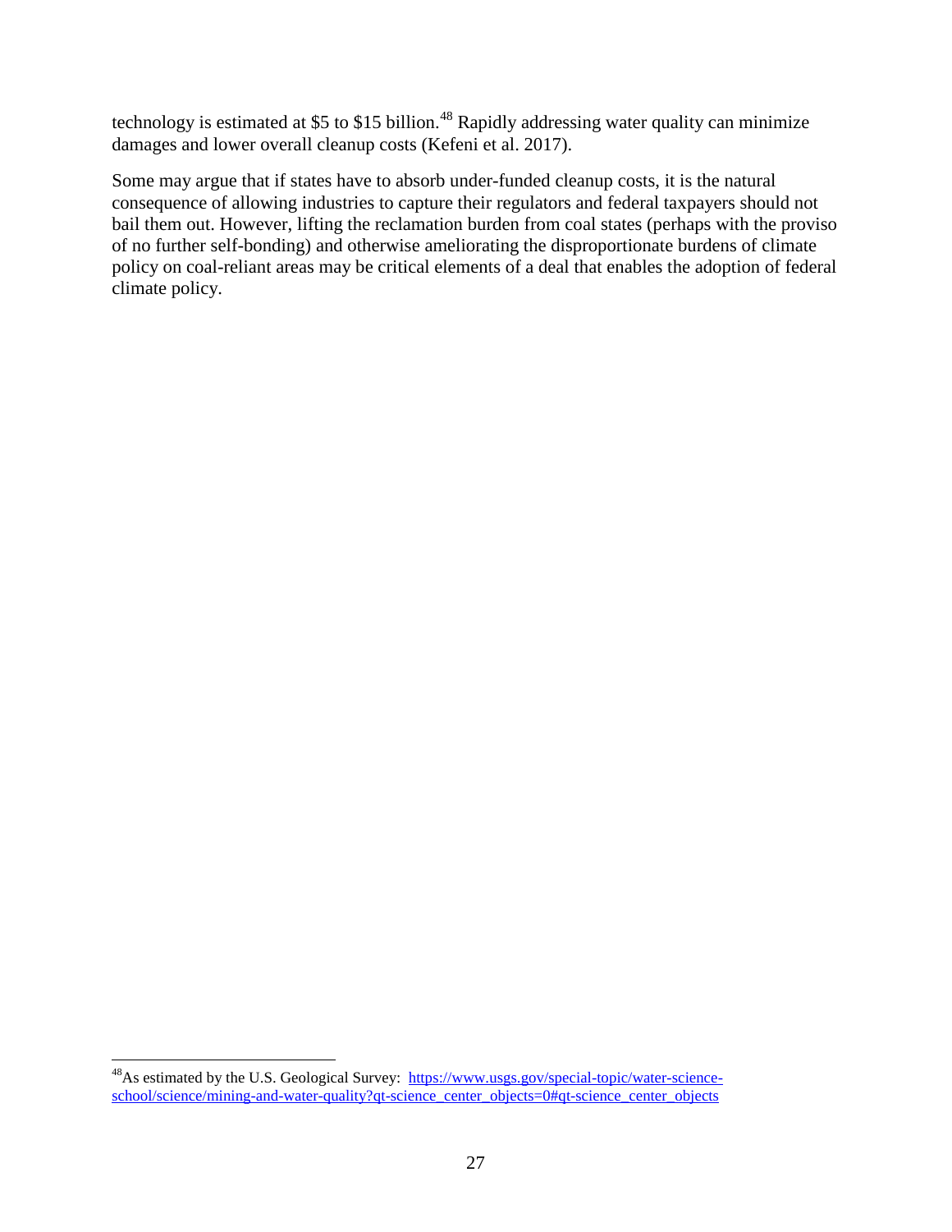technology is estimated at $5 to $15 billion.[48] Rapidly addressing water quality can minimize damages and lower overall cleanup costs (Kefeni et al. 2017).

Some may argue that if states have to absorb under-funded cleanup costs, it is the natural consequence of allowing industries to capture their regulators and federal taxpayers should not bail them out. However, lifting the reclamation burden from coal states (perhaps with the proviso of no further self-bonding) and otherwise ameliorating the disproportionate burdens of climate policy on coal-reliant areas may be critical elements of a deal that enables the adoption of federal climate policy.

---

[48] As estimated by the U.S. Geological Survey: https://www.usgs.gov/special-topic/water-science-school/science/mining-and-water-quality?qt-science_center_objects=0#qt-science_center_objects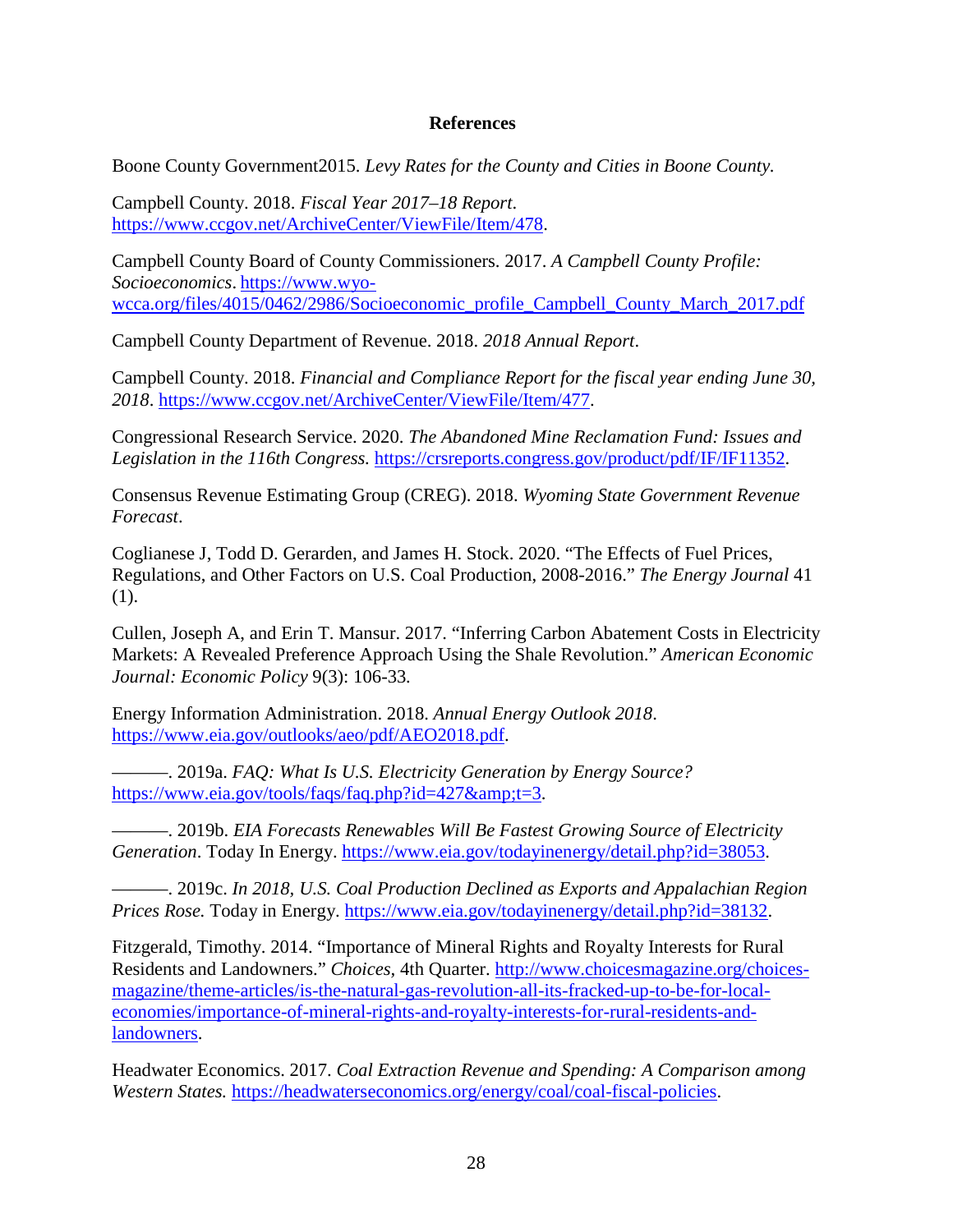# References

Boone County Government2015. *Levy Rates for the County and Cities in Boone County.*

Campbell County. 2018. *Fiscal Year 2017–18 Report*. https://www.ccgov.net/ArchiveCenter/ViewFile/Item/478.

Campbell County Board of County Commissioners. 2017. *A Campbell County Profile: Socioeconomics*. https://www.wyo-wcca.org/files/4015/0462/2986/Socioeconomic_profile_Campbell_County_March_2017.pdf

Campbell County Department of Revenue. 2018. *2018 Annual Report*.

Campbell County. 2018. *Financial and Compliance Report for the fiscal year ending June 30, 2018*. https://www.ccgov.net/ArchiveCenter/ViewFile/Item/477.

Congressional Research Service. 2020. *The Abandoned Mine Reclamation Fund: Issues and Legislation in the 116th Congress.* https://crsreports.congress.gov/product/pdf/IF/IF11352.

Consensus Revenue Estimating Group (CREG). 2018. *Wyoming State Government Revenue Forecast*.

Coglianese J, Todd D. Gerarden, and James H. Stock. 2020. "The Effects of Fuel Prices, Regulations, and Other Factors on U.S. Coal Production, 2008-2016." *The Energy Journal* 41 (1).

Cullen, Joseph A, and Erin T. Mansur. 2017. "Inferring Carbon Abatement Costs in Electricity Markets: A Revealed Preference Approach Using the Shale Revolution." *American Economic Journal: Economic Policy* 9(3): 106-33.

Energy Information Administration. 2018. *Annual Energy Outlook 2018*. https://www.eia.gov/outlooks/aeo/pdf/AEO2018.pdf.

———. 2019a. *FAQ: What Is U.S. Electricity Generation by Energy Source?* https://www.eia.gov/tools/faqs/faq.php?id=427&amp;t=3.

———. 2019b. *EIA Forecasts Renewables Will Be Fastest Growing Source of Electricity Generation*. Today In Energy. https://www.eia.gov/todayinenergy/detail.php?id=38053.

———. 2019c. *In 2018, U.S. Coal Production Declined as Exports and Appalachian Region Prices Rose.* Today in Energy. https://www.eia.gov/todayinenergy/detail.php?id=38132.

Fitzgerald, Timothy. 2014. "Importance of Mineral Rights and Royalty Interests for Rural Residents and Landowners." *Choices*, 4th Quarter. http://www.choicesmagazine.org/choices-magazine/theme-articles/is-the-natural-gas-revolution-all-its-fracked-up-to-be-for-local-economies/importance-of-mineral-rights-and-royalty-interests-for-rural-residents-and-landowners.

Headwater Economics. 2017. *Coal Extraction Revenue and Spending: A Comparison among Western States.* https://headwaterseconomics.org/energy/coal/coal-fiscal-policies.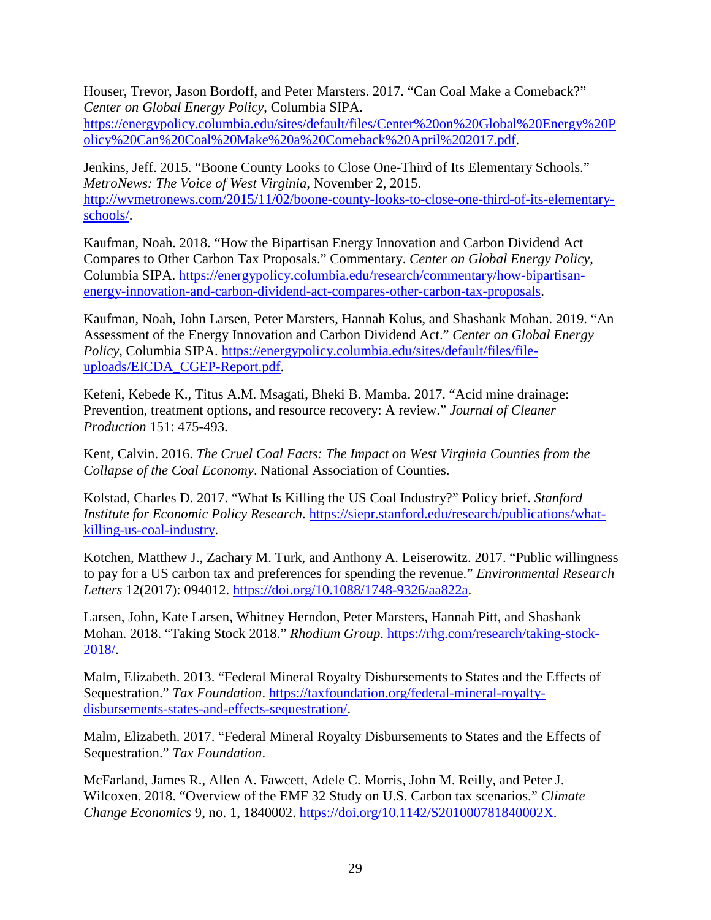Houser, Trevor, Jason Bordoff, and Peter Marsters. 2017. "Can Coal Make a Comeback?" *Center on Global Energy Policy*, Columbia SIPA. https://energypolicy.columbia.edu/sites/default/files/Center%20on%20Global%20Energy%20Policy%20Can%20Coal%20Make%20a%20Comeback%20April%202017.pdf.

Jenkins, Jeff. 2015. "Boone County Looks to Close One-Third of Its Elementary Schools." *MetroNews: The Voice of West Virginia*, November 2, 2015. http://wvmetronews.com/2015/11/02/boone-county-looks-to-close-one-third-of-its-elementary-schools/.

Kaufman, Noah. 2018. "How the Bipartisan Energy Innovation and Carbon Dividend Act Compares to Other Carbon Tax Proposals." Commentary. *Center on Global Energy Policy*, Columbia SIPA. https://energypolicy.columbia.edu/research/commentary/how-bipartisan-energy-innovation-and-carbon-dividend-act-compares-other-carbon-tax-proposals.

Kaufman, Noah, John Larsen, Peter Marsters, Hannah Kolus, and Shashank Mohan. 2019. "An Assessment of the Energy Innovation and Carbon Dividend Act." *Center on Global Energy Policy*, Columbia SIPA. https://energypolicy.columbia.edu/sites/default/files/file-uploads/EICDA_CGEP-Report.pdf.

Kefeni, Kebede K., Titus A.M. Msagati, Bheki B. Mamba. 2017. "Acid mine drainage: Prevention, treatment options, and resource recovery: A review." *Journal of Cleaner Production* 151: 475-493.

Kent, Calvin. 2016. *The Cruel Coal Facts: The Impact on West Virginia Counties from the Collapse of the Coal Economy*. National Association of Counties.

Kolstad, Charles D. 2017. "What Is Killing the US Coal Industry?" Policy brief. *Stanford Institute for Economic Policy Research*. https://siepr.stanford.edu/research/publications/what-killing-us-coal-industry.

Kotchen, Matthew J., Zachary M. Turk, and Anthony A. Leiserowitz. 2017. "Public willingness to pay for a US carbon tax and preferences for spending the revenue." *Environmental Research Letters* 12(2017): 094012. https://doi.org/10.1088/1748-9326/aa822a.

Larsen, John, Kate Larsen, Whitney Herndon, Peter Marsters, Hannah Pitt, and Shashank Mohan. 2018. "Taking Stock 2018." *Rhodium Group*. https://rhg.com/research/taking-stock-2018/.

Malm, Elizabeth. 2013. "Federal Mineral Royalty Disbursements to States and the Effects of Sequestration." *Tax Foundation*. https://taxfoundation.org/federal-mineral-royalty-disbursements-states-and-effects-sequestration/.

Malm, Elizabeth. 2017. "Federal Mineral Royalty Disbursements to States and the Effects of Sequestration." *Tax Foundation*.

McFarland, James R., Allen A. Fawcett, Adele C. Morris, John M. Reilly, and Peter J. Wilcoxen. 2018. "Overview of the EMF 32 Study on U.S. Carbon tax scenarios." *Climate Change Economics* 9, no. 1, 1840002. https://doi.org/10.1142/S201000781840002X.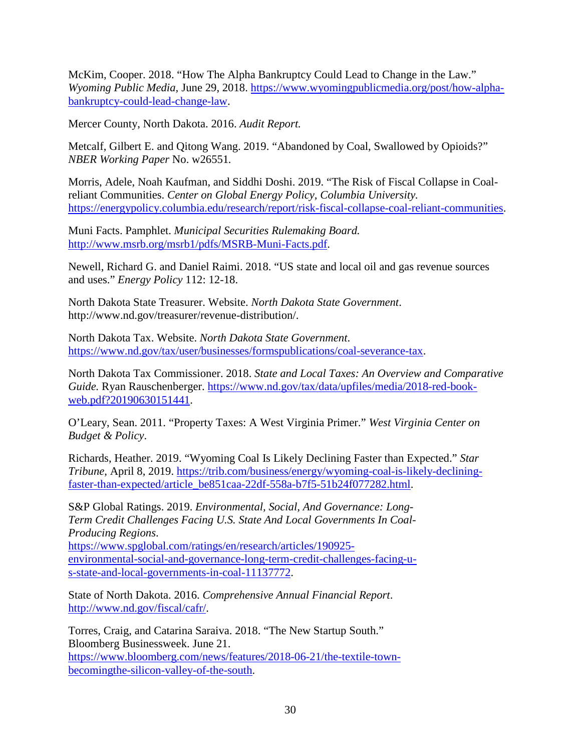McKim, Cooper. 2018. "How The Alpha Bankruptcy Could Lead to Change in the Law." *Wyoming Public Media*, June 29, 2018. https://www.wyomingpublicmedia.org/post/how-alpha-bankruptcy-could-lead-change-law.

Mercer County, North Dakota. 2016. *Audit Report.*

Metcalf, Gilbert E. and Qitong Wang. 2019. "Abandoned by Coal, Swallowed by Opioids?" *NBER Working Paper* No. w26551.

Morris, Adele, Noah Kaufman, and Siddhi Doshi. 2019. "The Risk of Fiscal Collapse in Coal-reliant Communities. *Center on Global Energy Policy, Columbia University.* https://energypolicy.columbia.edu/research/report/risk-fiscal-collapse-coal-reliant-communities.

Muni Facts. Pamphlet. *Municipal Securities Rulemaking Board.* http://www.msrb.org/msrb1/pdfs/MSRB-Muni-Facts.pdf.

Newell, Richard G. and Daniel Raimi. 2018. "US state and local oil and gas revenue sources and uses." *Energy Policy* 112: 12-18.

North Dakota State Treasurer. Website. *North Dakota State Government*. http://www.nd.gov/treasurer/revenue-distribution/.

North Dakota Tax. Website. *North Dakota State Government*. https://www.nd.gov/tax/user/businesses/formspublications/coal-severance-tax.

North Dakota Tax Commissioner. 2018. *State and Local Taxes: An Overview and Comparative Guide.* Ryan Rauschenberger. https://www.nd.gov/tax/data/upfiles/media/2018-red-book-web.pdf?20190630151441.

O'Leary, Sean. 2011. "Property Taxes: A West Virginia Primer." *West Virginia Center on Budget & Policy*.

Richards, Heather. 2019. "Wyoming Coal Is Likely Declining Faster than Expected." *Star Tribune*, April 8, 2019. https://trib.com/business/energy/wyoming-coal-is-likely-declining-faster-than-expected/article_be851caa-22df-558a-b7f5-51b24f077282.html.

S&P Global Ratings. 2019. *Environmental, Social, And Governance: Long-Term Credit Challenges Facing U.S. State And Local Governments In Coal-Producing Regions*. https://www.spglobal.com/ratings/en/research/articles/190925-environmental-social-and-governance-long-term-credit-challenges-facing-u-s-state-and-local-governments-in-coal-11137772.

State of North Dakota. 2016. *Comprehensive Annual Financial Report*. http://www.nd.gov/fiscal/cafr/.

Torres, Craig, and Catarina Saraiva. 2018. "The New Startup South." Bloomberg Businessweek. June 21. https://www.bloomberg.com/news/features/2018-06-21/the-textile-town-becomingthe-silicon-valley-of-the-south.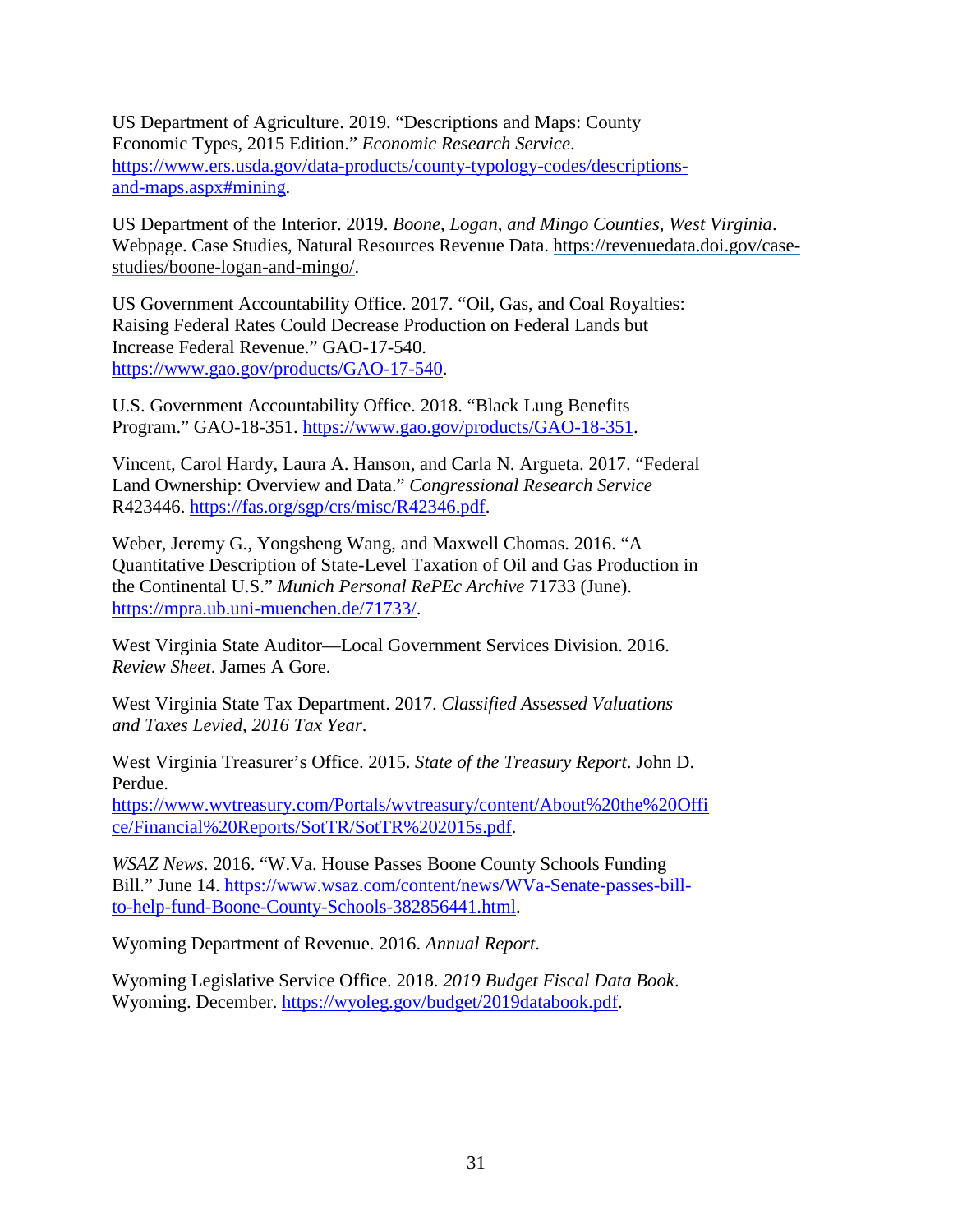US Department of Agriculture. 2019. “Descriptions and Maps: County Economic Types, 2015 Edition.” *Economic Research Service*. https://www.ers.usda.gov/data-products/county-typology-codes/descriptions-and-maps.aspx#mining.

US Department of the Interior. 2019. *Boone, Logan, and Mingo Counties, West Virginia*. Webpage. Case Studies, Natural Resources Revenue Data. https://revenuedata.doi.gov/case-studies/boone-logan-and-mingo/.

US Government Accountability Office. 2017. “Oil, Gas, and Coal Royalties: Raising Federal Rates Could Decrease Production on Federal Lands but Increase Federal Revenue.” GAO-17-540. https://www.gao.gov/products/GAO-17-540.

U.S. Government Accountability Office. 2018. “Black Lung Benefits Program.” GAO-18-351. https://www.gao.gov/products/GAO-18-351.

Vincent, Carol Hardy, Laura A. Hanson, and Carla N. Argueta. 2017. “Federal Land Ownership: Overview and Data.” *Congressional Research Service* R423446. https://fas.org/sgp/crs/misc/R42346.pdf.

Weber, Jeremy G., Yongsheng Wang, and Maxwell Chomas. 2016. “A Quantitative Description of State-Level Taxation of Oil and Gas Production in the Continental U.S.” *Munich Personal RePEc Archive* 71733 (June). https://mpra.ub.uni-muenchen.de/71733/.

West Virginia State Auditor—Local Government Services Division. 2016. *Review Sheet*. James A Gore.

West Virginia State Tax Department. 2017. *Classified Assessed Valuations and Taxes Levied, 2016 Tax Year*.

West Virginia Treasurer’s Office. 2015. *State of the Treasury Report*. John D. Perdue. https://www.wvtreasury.com/Portals/wvtreasury/content/About%20the%20Office/Financial%20Reports/SotTR/SotTR%202015s.pdf.

*WSAZ News*. 2016. “W.Va. House Passes Boone County Schools Funding Bill.” June 14. https://www.wsaz.com/content/news/WVa-Senate-passes-bill-to-help-fund-Boone-County-Schools-382856441.html.

Wyoming Department of Revenue. 2016. *Annual Report*.

Wyoming Legislative Service Office. 2018. *2019 Budget Fiscal Data Book*. Wyoming. December. https://wyoleg.gov/budget/2019databook.pdf.